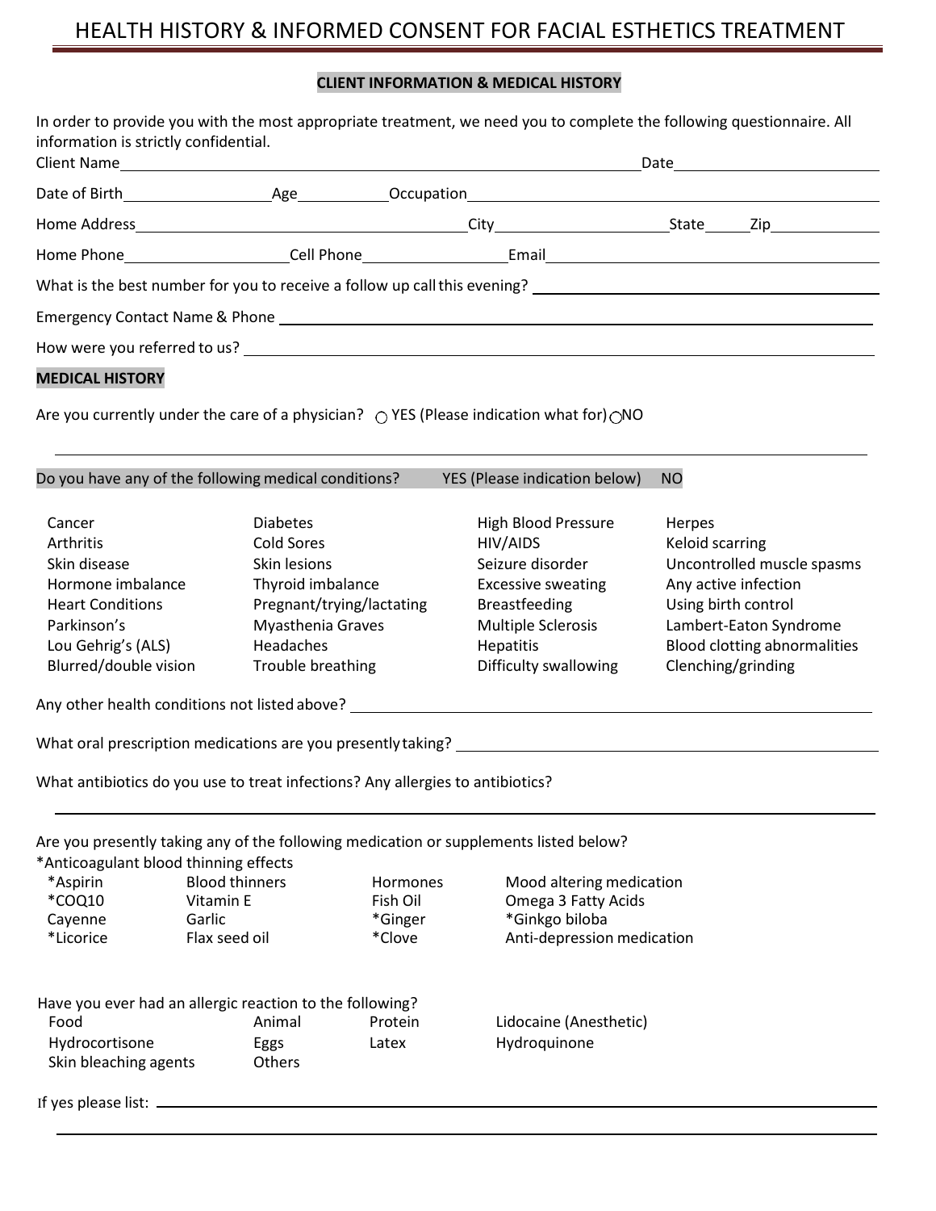# HEALTH HISTORY & INFORMED CONSENT FOR FACIAL ESTHETICS TREATMENT

## CLIENT INFORMATION & MEDICAL HISTORY

In order to provide you with the most appropriate treatment, we need you to complete the following questionnaire. All information is strictly confidential.

Client Name______________________________________________________________ Date______________________

Date of Birth________________ Age__________ Occupation_____________________________________________

Home Address________________________________________ City____________________ State_____ Zip____________

Home Phone____________________ Cell Phone________________ Email__________________________________

What is the best number for you to receive a follow up call this evening? ______________________________

Emergency Contact Name & Phone ____________________________________________________________

How were you referred to us? _________________________________________________________________

**MEDICAL HISTORY**

Are you currently under the care of a physician? ○ YES (Please indication what for) ○ NO

_____________________________________________________________________________________

Do you have any of the following medical conditions? YES (Please indication below) NO

| | | | |
|---|---|---|---|
| Cancer | Diabetes | High Blood Pressure | Herpes |
| Arthritis | Cold Sores | HIV/AIDS | Keloid scarring |
| Skin disease | Skin lesions | Seizure disorder | Uncontrolled muscle spasms |
| Hormone imbalance | Thyroid imbalance | Excessive sweating | Any active infection |
| Heart Conditions | Pregnant/trying/lactating | Breastfeeding | Using birth control |
| Parkinson's | Myasthenia Graves | Multiple Sclerosis | Lambert-Eaton Syndrome |
| Lou Gehrig's (ALS) | Headaches | Hepatitis | Blood clotting abnormalities |
| Blurred/double vision | Trouble breathing | Difficulty swallowing | Clenching/grinding |

Any other health conditions not listed above? ______________________________________________________

What oral prescription medications are you presently taking? _______________________________________

What antibiotics do you use to treat infections? Any allergies to antibiotics?

_____________________________________________________________________________________

Are you presently taking any of the following medication or supplements listed below?

*Anticoagulant blood thinning effects

| | | | |
|---|---|---|---|
| *Aspirin | Blood thinners | Hormones | Mood altering medication |
| *COQ10 | Vitamin E | Fish Oil | Omega 3 Fatty Acids |
| Cayenne | Garlic | *Ginger | *Ginkgo biloba |
| *Licorice | Flax seed oil | *Clove | Anti-depression medication |

Have you ever had an allergic reaction to the following?

| | | | |
|---|---|---|---|
| Food | Animal | Protein | Lidocaine (Anesthetic) |
| Hydrocortisone | Eggs | Latex | Hydroquinone |
| Skin bleaching agents | Others | | |

If yes please list: __________________________________________________________________________

_____________________________________________________________________________________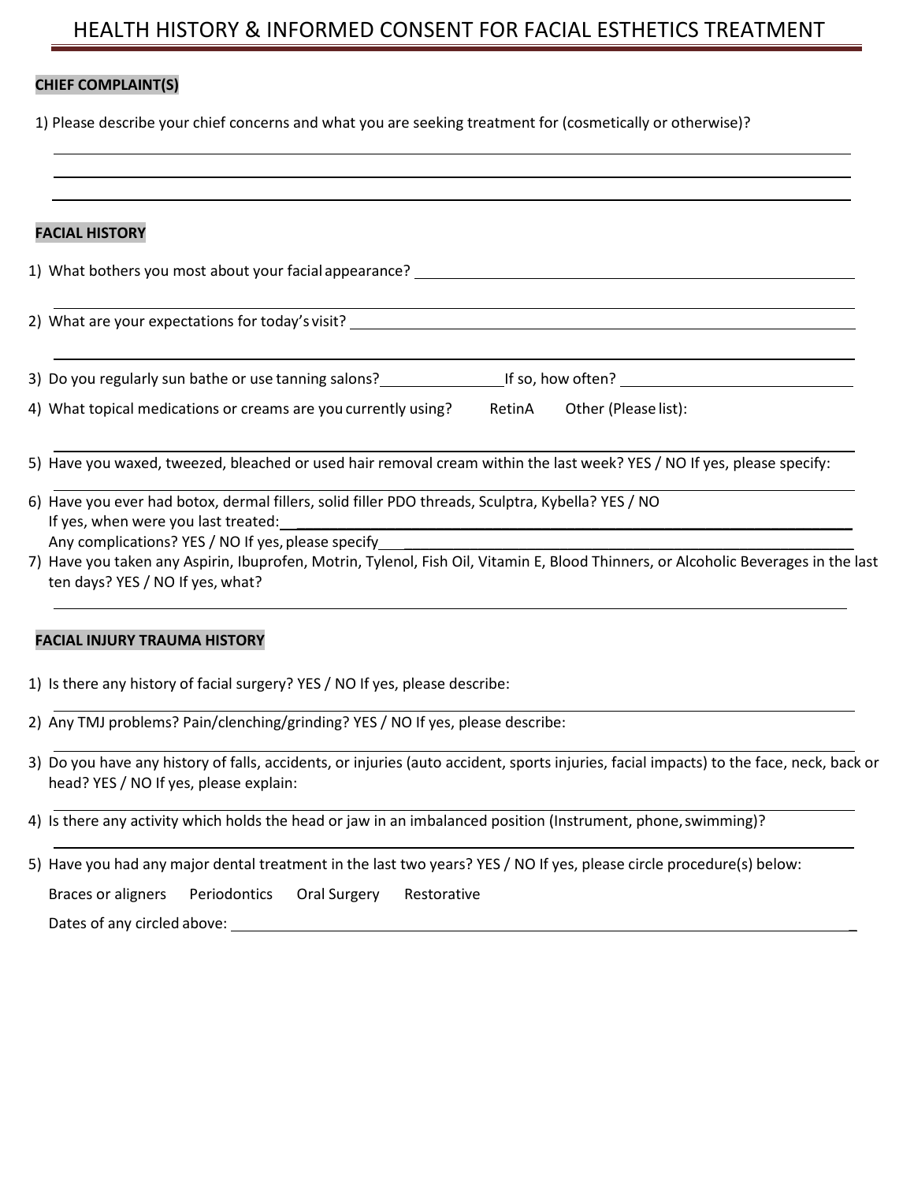# HEALTH HISTORY & INFORMED CONSENT FOR FACIAL ESTHETICS TREATMENT

**CHIEF COMPLAINT(S)**

1) Please describe your chief concerns and what you are seeking treatment for (cosmetically or otherwise)?

______________________________________________________________________________

______________________________________________________________________________

______________________________________________________________________________

**FACIAL HISTORY**

1) What bothers you most about your facial appearance? ______________________________

______________________________________________________________________________

2) What are your expectations for today's visit? ______________________________

______________________________________________________________________________

3) Do you regularly sun bathe or use tanning salons?______________If so, how often? ______________

4) What topical medications or creams are you currently using? RetinA Other (Please list):

______________________________________________________________________________

5) Have you waxed, tweezed, bleached or used hair removal cream within the last week? YES / NO If yes, please specify:

______________________________________________________________________________

6) Have you ever had botox, dermal fillers, solid filler PDO threads, Sculptra, Kybella? YES / NO
   If yes, when were you last treated:______________________________
   Any complications? YES / NO If yes, please specify______________________________

7) Have you taken any Aspirin, Ibuprofen, Motrin, Tylenol, Fish Oil, Vitamin E, Blood Thinners, or Alcoholic Beverages in the last ten days? YES / NO If yes, what?

______________________________________________________________________________

**FACIAL INJURY TRAUMA HISTORY**

1) Is there any history of facial surgery? YES / NO If yes, please describe:

______________________________________________________________________________

2) Any TMJ problems? Pain/clenching/grinding? YES / NO If yes, please describe:

______________________________________________________________________________

3) Do you have any history of falls, accidents, or injuries (auto accident, sports injuries, facial impacts) to the face, neck, back or head? YES / NO If yes, please explain:

______________________________________________________________________________

4) Is there any activity which holds the head or jaw in an imbalanced position (Instrument, phone, swimming)?

______________________________________________________________________________

5) Have you had any major dental treatment in the last two years? YES / NO If yes, please circle procedure(s) below:

   Braces or aligners    Periodontics    Oral Surgery    Restorative

   Dates of any circled above: ______________________________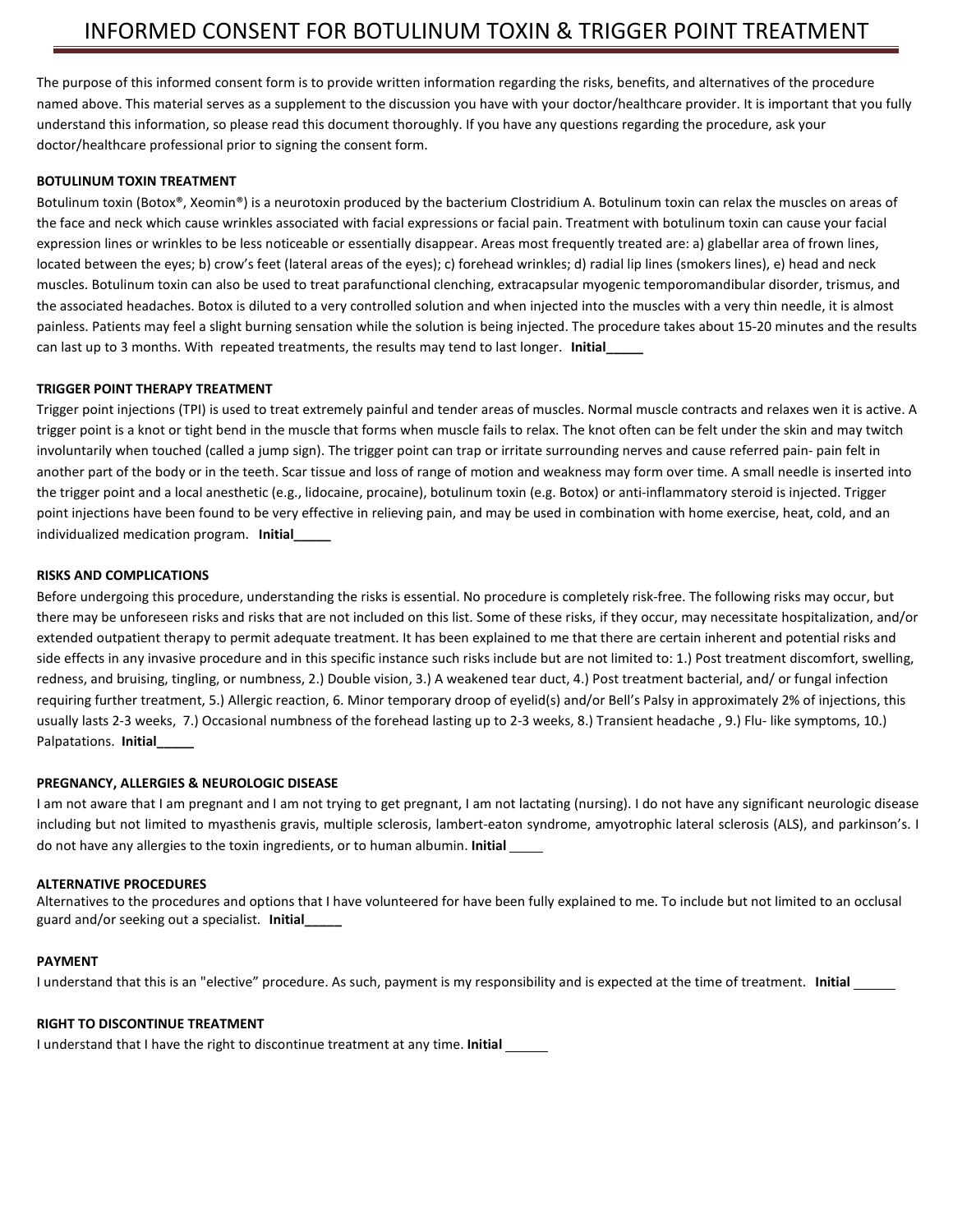# INFORMED CONSENT FOR BOTULINUM TOXIN & TRIGGER POINT TREATMENT

The purpose of this informed consent form is to provide written information regarding the risks, benefits, and alternatives of the procedure named above. This material serves as a supplement to the discussion you have with your doctor/healthcare provider. It is important that you fully understand this information, so please read this document thoroughly. If you have any questions regarding the procedure, ask your doctor/healthcare professional prior to signing the consent form.

**BOTULINUM TOXIN TREATMENT**

Botulinum toxin (Botox®, Xeomin®) is a neurotoxin produced by the bacterium Clostridium A. Botulinum toxin can relax the muscles on areas of the face and neck which cause wrinkles associated with facial expressions or facial pain. Treatment with botulinum toxin can cause your facial expression lines or wrinkles to be less noticeable or essentially disappear. Areas most frequently treated are: a) glabellar area of frown lines, located between the eyes; b) crow's feet (lateral areas of the eyes); c) forehead wrinkles; d) radial lip lines (smokers lines), e) head and neck muscles. Botulinum toxin can also be used to treat parafunctional clenching, extracapsular myogenic temporomandibular disorder, trismus, and the associated headaches. Botox is diluted to a very controlled solution and when injected into the muscles with a very thin needle, it is almost painless. Patients may feel a slight burning sensation while the solution is being injected. The procedure takes about 15-20 minutes and the results can last up to 3 months. With repeated treatments, the results may tend to last longer. **Initial_____**

**TRIGGER POINT THERAPY TREATMENT**

Trigger point injections (TPI) is used to treat extremely painful and tender areas of muscles. Normal muscle contracts and relaxes wen it is active. A trigger point is a knot or tight bend in the muscle that forms when muscle fails to relax. The knot often can be felt under the skin and may twitch involuntarily when touched (called a jump sign). The trigger point can trap or irritate surrounding nerves and cause referred pain- pain felt in another part of the body or in the teeth. Scar tissue and loss of range of motion and weakness may form over time. A small needle is inserted into the trigger point and a local anesthetic (e.g., lidocaine, procaine), botulinum toxin (e.g. Botox) or anti-inflammatory steroid is injected. Trigger point injections have been found to be very effective in relieving pain, and may be used in combination with home exercise, heat, cold, and an individualized medication program. **Initial_____**

**RISKS AND COMPLICATIONS**

Before undergoing this procedure, understanding the risks is essential. No procedure is completely risk-free. The following risks may occur, but there may be unforeseen risks and risks that are not included on this list. Some of these risks, if they occur, may necessitate hospitalization, and/or extended outpatient therapy to permit adequate treatment. It has been explained to me that there are certain inherent and potential risks and side effects in any invasive procedure and in this specific instance such risks include but are not limited to: 1.) Post treatment discomfort, swelling, redness, and bruising, tingling, or numbness, 2.) Double vision, 3.) A weakened tear duct, 4.) Post treatment bacterial, and/ or fungal infection requiring further treatment, 5.) Allergic reaction, 6. Minor temporary droop of eyelid(s) and/or Bell's Palsy in approximately 2% of injections, this usually lasts 2-3 weeks, 7.) Occasional numbness of the forehead lasting up to 2-3 weeks, 8.) Transient headache , 9.) Flu- like symptoms, 10.) Palpatations. **Initial_____**

**PREGNANCY, ALLERGIES & NEUROLOGIC DISEASE**

I am not aware that I am pregnant and I am not trying to get pregnant, I am not lactating (nursing). I do not have any significant neurologic disease including but not limited to myasthenis gravis, multiple sclerosis, lambert-eaton syndrome, amyotrophic lateral sclerosis (ALS), and parkinson's. I do not have any allergies to the toxin ingredients, or to human albumin. **Initial** _____

**ALTERNATIVE PROCEDURES**

Alternatives to the procedures and options that I have volunteered for have been fully explained to me. To include but not limited to an occlusal guard and/or seeking out a specialist. **Initial_____**

**PAYMENT**

I understand that this is an "elective" procedure. As such, payment is my responsibility and is expected at the time of treatment. **Initial** ______

**RIGHT TO DISCONTINUE TREATMENT**

I understand that I have the right to discontinue treatment at any time. **Initial** ______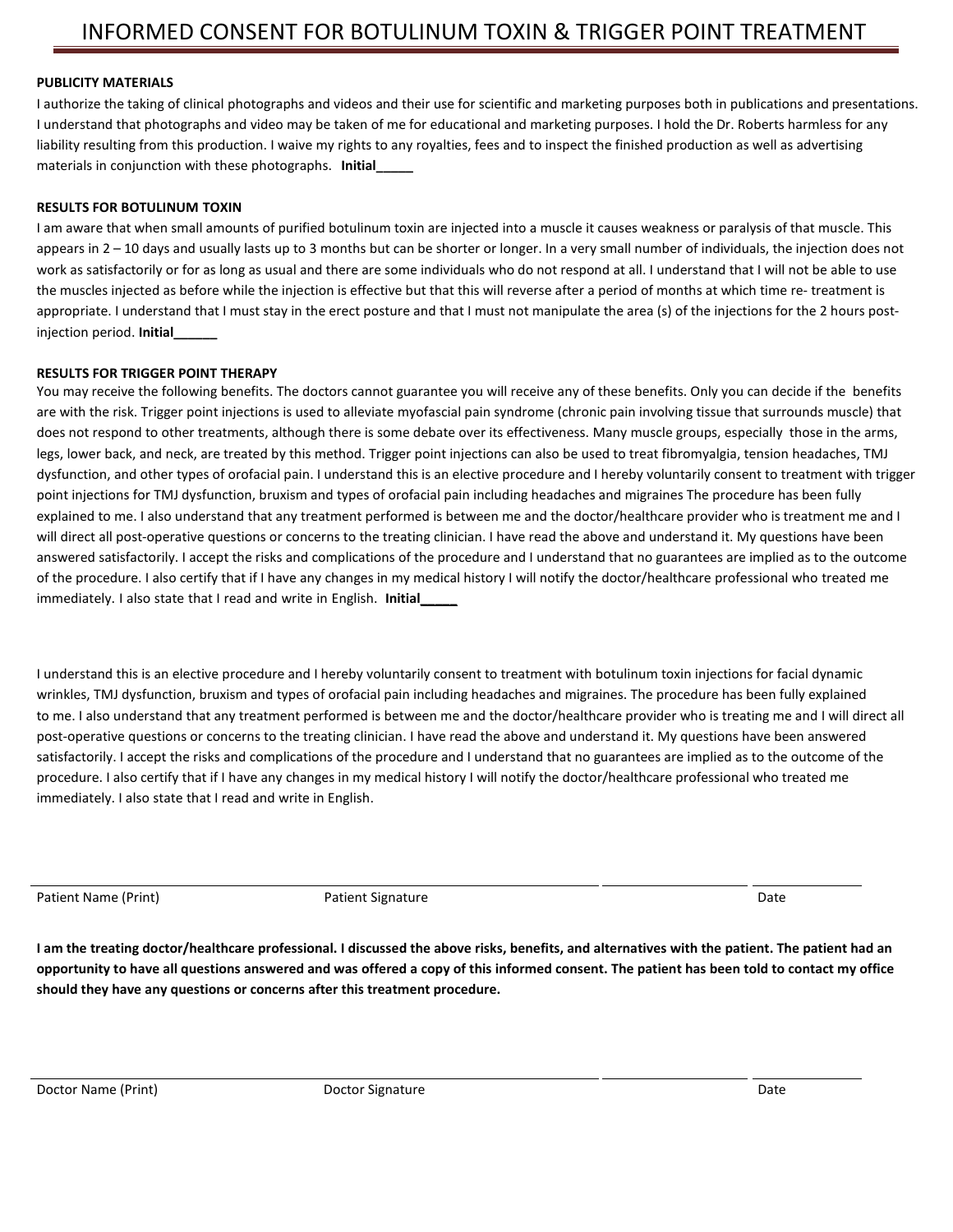# INFORMED CONSENT FOR BOTULINUM TOXIN & TRIGGER POINT TREATMENT

**PUBLICITY MATERIALS**

I authorize the taking of clinical photographs and videos and their use for scientific and marketing purposes both in publications and presentations. I understand that photographs and video may be taken of me for educational and marketing purposes. I hold the Dr. Roberts harmless for any liability resulting from this production. I waive my rights to any royalties, fees and to inspect the finished production as well as advertising materials in conjunction with these photographs. **Initial_____**

**RESULTS FOR BOTULINUM TOXIN**

I am aware that when small amounts of purified botulinum toxin are injected into a muscle it causes weakness or paralysis of that muscle. This appears in 2 – 10 days and usually lasts up to 3 months but can be shorter or longer. In a very small number of individuals, the injection does not work as satisfactorily or for as long as usual and there are some individuals who do not respond at all. I understand that I will not be able to use the muscles injected as before while the injection is effective but that this will reverse after a period of months at which time re- treatment is appropriate. I understand that I must stay in the erect posture and that I must not manipulate the area (s) of the injections for the 2 hours post-injection period. **Initial______**

**RESULTS FOR TRIGGER POINT THERAPY**

You may receive the following benefits. The doctors cannot guarantee you will receive any of these benefits. Only you can decide if the benefits are with the risk. Trigger point injections is used to alleviate myofascial pain syndrome (chronic pain involving tissue that surrounds muscle) that does not respond to other treatments, although there is some debate over its effectiveness. Many muscle groups, especially those in the arms, legs, lower back, and neck, are treated by this method. Trigger point injections can also be used to treat fibromyalgia, tension headaches, TMJ dysfunction, and other types of orofacial pain. I understand this is an elective procedure and I hereby voluntarily consent to treatment with trigger point injections for TMJ dysfunction, bruxism and types of orofacial pain including headaches and migraines The procedure has been fully explained to me. I also understand that any treatment performed is between me and the doctor/healthcare provider who is treatment me and I will direct all post-operative questions or concerns to the treating clinician. I have read the above and understand it. My questions have been answered satisfactorily. I accept the risks and complications of the procedure and I understand that no guarantees are implied as to the outcome of the procedure. I also certify that if I have any changes in my medical history I will notify the doctor/healthcare professional who treated me immediately. I also state that I read and write in English. **Initial_____**

I understand this is an elective procedure and I hereby voluntarily consent to treatment with botulinum toxin injections for facial dynamic wrinkles, TMJ dysfunction, bruxism and types of orofacial pain including headaches and migraines. The procedure has been fully explained to me. I also understand that any treatment performed is between me and the doctor/healthcare provider who is treating me and I will direct all post-operative questions or concerns to the treating clinician. I have read the above and understand it. My questions have been answered satisfactorily. I accept the risks and complications of the procedure and I understand that no guarantees are implied as to the outcome of the procedure. I also certify that if I have any changes in my medical history I will notify the doctor/healthcare professional who treated me immediately. I also state that I read and write in English.

Patient Name (Print) ____________________ Patient Signature ____________________ Date __________

**I am the treating doctor/healthcare professional. I discussed the above risks, benefits, and alternatives with the patient. The patient had an opportunity to have all questions answered and was offered a copy of this informed consent. The patient has been told to contact my office should they have any questions or concerns after this treatment procedure.**

Doctor Name (Print) ____________________ Doctor Signature ____________________ Date __________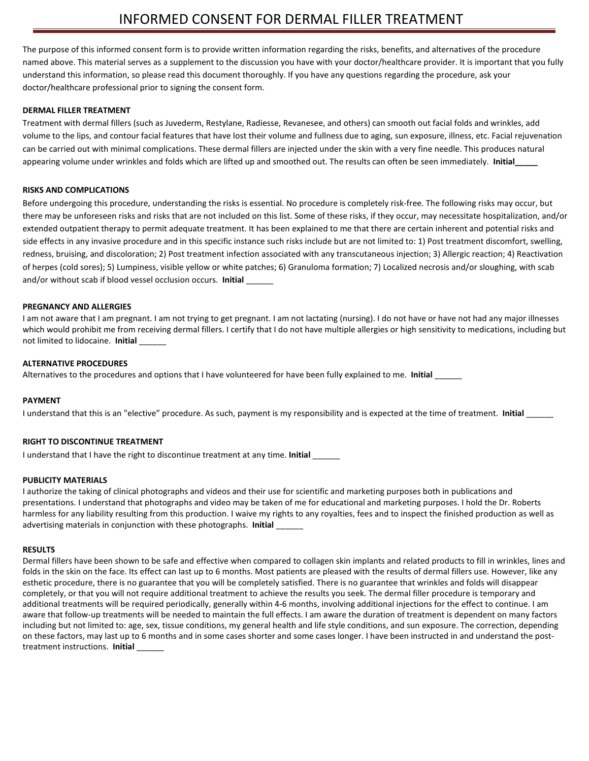# INFORMED CONSENT FOR DERMAL FILLER TREATMENT

The purpose of this informed consent form is to provide written information regarding the risks, benefits, and alternatives of the procedure named above. This material serves as a supplement to the discussion you have with your doctor/healthcare provider. It is important that you fully understand this information, so please read this document thoroughly. If you have any questions regarding the procedure, ask your doctor/healthcare professional prior to signing the consent form.

**DERMAL FILLER TREATMENT**

Treatment with dermal fillers (such as Juvederm, Restylane, Radiesse, Revanesee, and others) can smooth out facial folds and wrinkles, add volume to the lips, and contour facial features that have lost their volume and fullness due to aging, sun exposure, illness, etc. Facial rejuvenation can be carried out with minimal complications. These dermal fillers are injected under the skin with a very fine needle. This produces natural appearing volume under wrinkles and folds which are lifted up and smoothed out. The results can often be seen immediately. **Initial_____**

**RISKS AND COMPLICATIONS**

Before undergoing this procedure, understanding the risks is essential. No procedure is completely risk-free. The following risks may occur, but there may be unforeseen risks and risks that are not included on this list. Some of these risks, if they occur, may necessitate hospitalization, and/or extended outpatient therapy to permit adequate treatment. It has been explained to me that there are certain inherent and potential risks and side effects in any invasive procedure and in this specific instance such risks include but are not limited to: 1) Post treatment discomfort, swelling, redness, bruising, and discoloration; 2) Post treatment infection associated with any transcutaneous injection; 3) Allergic reaction; 4) Reactivation of herpes (cold sores); 5) Lumpiness, visible yellow or white patches; 6) Granuloma formation; 7) Localized necrosis and/or sloughing, with scab and/or without scab if blood vessel occlusion occurs. **Initial** ______

**PREGNANCY AND ALLERGIES**

I am not aware that I am pregnant. I am not trying to get pregnant. I am not lactating (nursing). I do not have or have not had any major illnesses which would prohibit me from receiving dermal fillers. I certify that I do not have multiple allergies or high sensitivity to medications, including but not limited to lidocaine. **Initial** ______

**ALTERNATIVE PROCEDURES**

Alternatives to the procedures and options that I have volunteered for have been fully explained to me. **Initial** ______

**PAYMENT**

I understand that this is an "elective" procedure. As such, payment is my responsibility and is expected at the time of treatment. **Initial** ______

**RIGHT TO DISCONTINUE TREATMENT**

I understand that I have the right to discontinue treatment at any time. **Initial** ______

**PUBLICITY MATERIALS**

I authorize the taking of clinical photographs and videos and their use for scientific and marketing purposes both in publications and presentations. I understand that photographs and video may be taken of me for educational and marketing purposes. I hold the Dr. Roberts harmless for any liability resulting from this production. I waive my rights to any royalties, fees and to inspect the finished production as well as advertising materials in conjunction with these photographs. **Initial** ______

**RESULTS**

Dermal fillers have been shown to be safe and effective when compared to collagen skin implants and related products to fill in wrinkles, lines and folds in the skin on the face. Its effect can last up to 6 months. Most patients are pleased with the results of dermal fillers use. However, like any esthetic procedure, there is no guarantee that you will be completely satisfied. There is no guarantee that wrinkles and folds will disappear completely, or that you will not require additional treatment to achieve the results you seek. The dermal filler procedure is temporary and additional treatments will be required periodically, generally within 4-6 months, involving additional injections for the effect to continue. I am aware that follow-up treatments will be needed to maintain the full effects. I am aware the duration of treatment is dependent on many factors including but not limited to: age, sex, tissue conditions, my general health and life style conditions, and sun exposure. The correction, depending on these factors, may last up to 6 months and in some cases shorter and some cases longer. I have been instructed in and understand the post-treatment instructions. **Initial** ______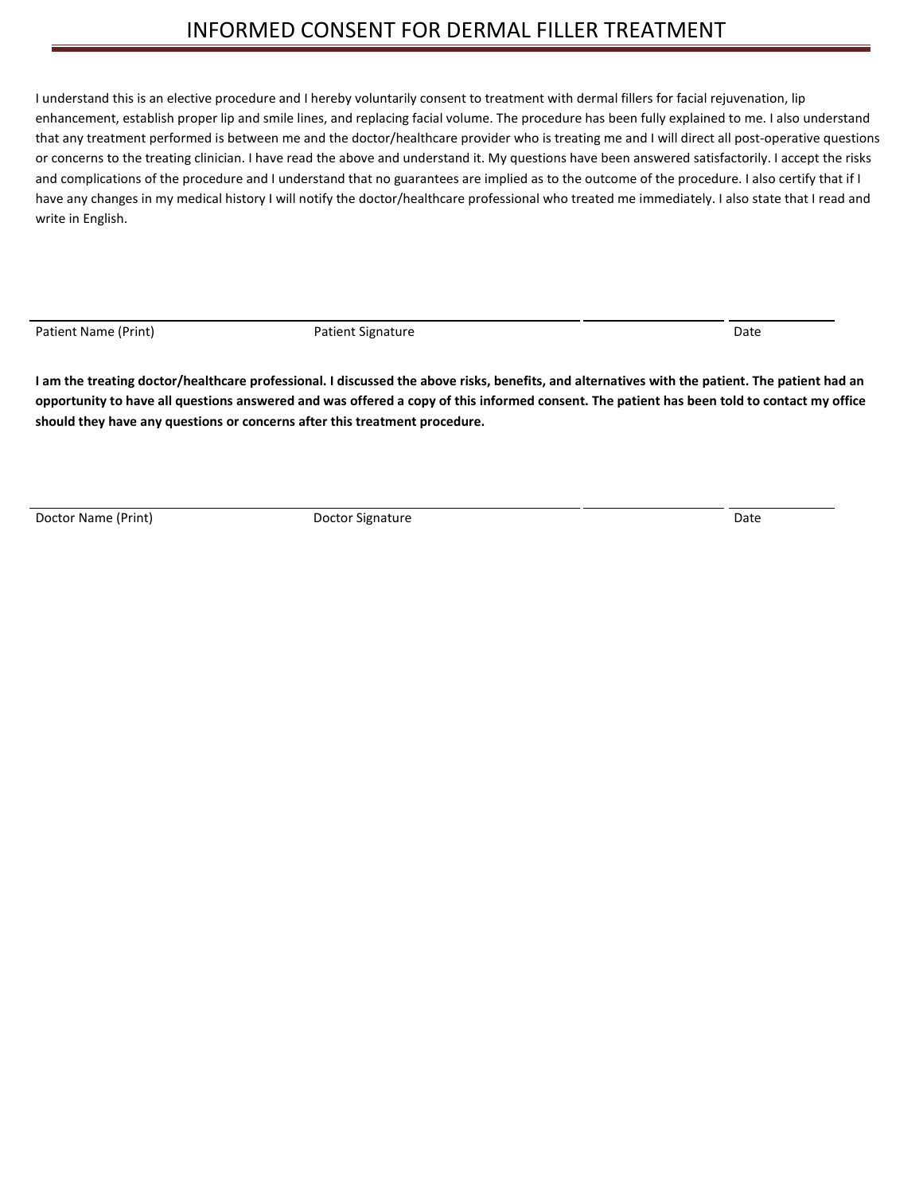# INFORMED CONSENT FOR DERMAL FILLER TREATMENT

I understand this is an elective procedure and I hereby voluntarily consent to treatment with dermal fillers for facial rejuvenation, lip enhancement, establish proper lip and smile lines, and replacing facial volume. The procedure has been fully explained to me. I also understand that any treatment performed is between me and the doctor/healthcare provider who is treating me and I will direct all post-operative questions or concerns to the treating clinician. I have read the above and understand it. My questions have been answered satisfactorily. I accept the risks and complications of the procedure and I understand that no guarantees are implied as to the outcome of the procedure. I also certify that if I have any changes in my medical history I will notify the doctor/healthcare professional who treated me immediately. I also state that I read and write in English.

| Patient Name (Print) | Patient Signature | | Date |
|---|---|---|---|

**I am the treating doctor/healthcare professional. I discussed the above risks, benefits, and alternatives with the patient. The patient had an opportunity to have all questions answered and was offered a copy of this informed consent. The patient has been told to contact my office should they have any questions or concerns after this treatment procedure.**

| Doctor Name (Print) | Doctor Signature | | Date |
|---|---|---|---|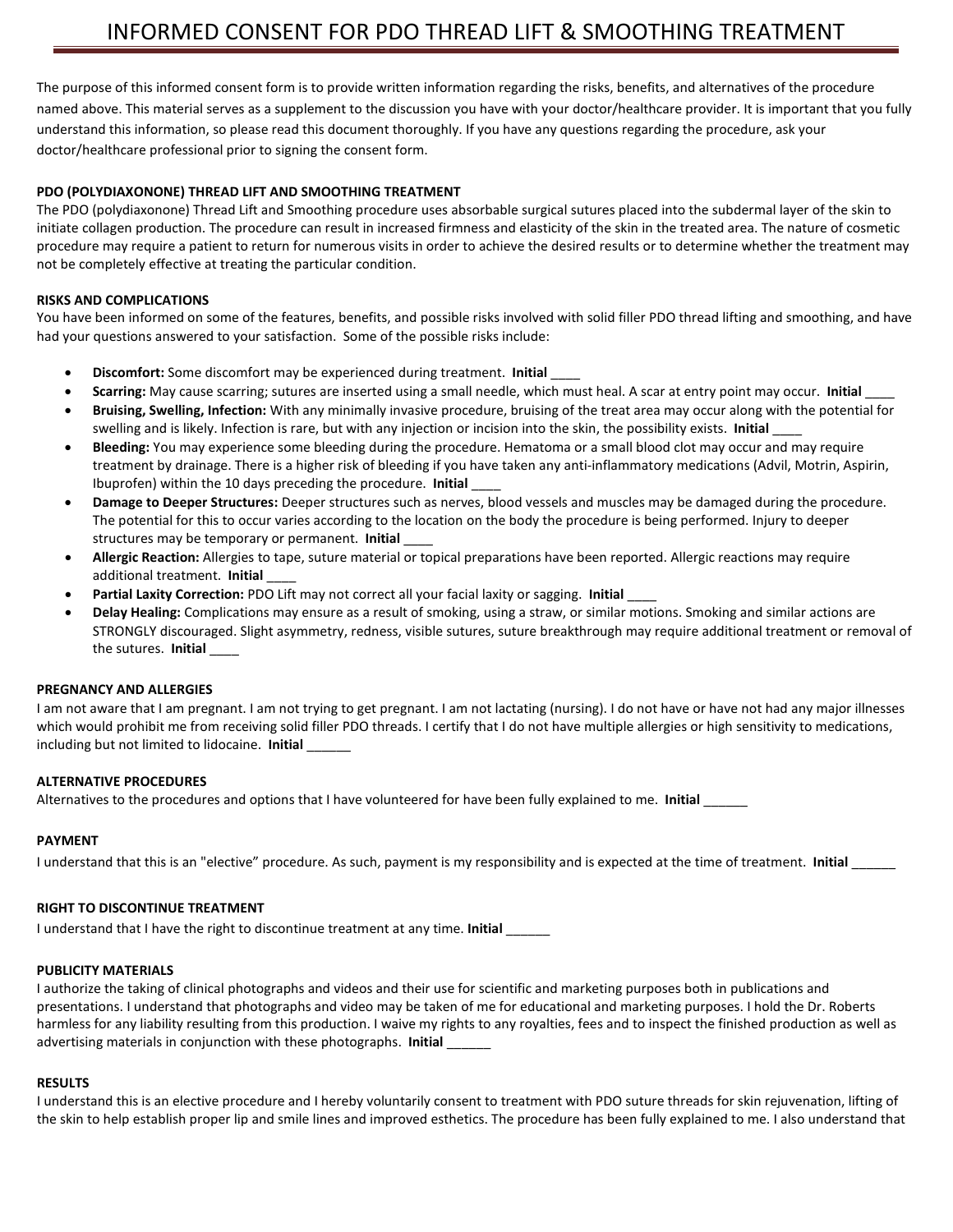# INFORMED CONSENT FOR PDO THREAD LIFT & SMOOTHING TREATMENT

The purpose of this informed consent form is to provide written information regarding the risks, benefits, and alternatives of the procedure named above. This material serves as a supplement to the discussion you have with your doctor/healthcare provider. It is important that you fully understand this information, so please read this document thoroughly. If you have any questions regarding the procedure, ask your doctor/healthcare professional prior to signing the consent form.

**PDO (POLYDIAXONONE) THREAD LIFT AND SMOOTHING TREATMENT**

The PDO (polydiaxonone) Thread Lift and Smoothing procedure uses absorbable surgical sutures placed into the subdermal layer of the skin to initiate collagen production. The procedure can result in increased firmness and elasticity of the skin in the treated area. The nature of cosmetic procedure may require a patient to return for numerous visits in order to achieve the desired results or to determine whether the treatment may not be completely effective at treating the particular condition.

**RISKS AND COMPLICATIONS**

You have been informed on some of the features, benefits, and possible risks involved with solid filler PDO thread lifting and smoothing, and have had your questions answered to your satisfaction. Some of the possible risks include:

- **Discomfort:** Some discomfort may be experienced during treatment. **Initial** ____
- **Scarring:** May cause scarring; sutures are inserted using a small needle, which must heal. A scar at entry point may occur. **Initial** ____
- **Bruising, Swelling, Infection:** With any minimally invasive procedure, bruising of the treat area may occur along with the potential for swelling and is likely. Infection is rare, but with any injection or incision into the skin, the possibility exists. **Initial** ____
- **Bleeding:** You may experience some bleeding during the procedure. Hematoma or a small blood clot may occur and may require treatment by drainage. There is a higher risk of bleeding if you have taken any anti-inflammatory medications (Advil, Motrin, Aspirin, Ibuprofen) within the 10 days preceding the procedure. **Initial** ____
- **Damage to Deeper Structures:** Deeper structures such as nerves, blood vessels and muscles may be damaged during the procedure. The potential for this to occur varies according to the location on the body the procedure is being performed. Injury to deeper structures may be temporary or permanent. **Initial** ____
- **Allergic Reaction:** Allergies to tape, suture material or topical preparations have been reported. Allergic reactions may require additional treatment. **Initial** ____
- **Partial Laxity Correction:** PDO Lift may not correct all your facial laxity or sagging. **Initial** ____
- **Delay Healing:** Complications may ensure as a result of smoking, using a straw, or similar motions. Smoking and similar actions are STRONGLY discouraged. Slight asymmetry, redness, visible sutures, suture breakthrough may require additional treatment or removal of the sutures. **Initial** ____

**PREGNANCY AND ALLERGIES**

I am not aware that I am pregnant. I am not trying to get pregnant. I am not lactating (nursing). I do not have or have not had any major illnesses which would prohibit me from receiving solid filler PDO threads. I certify that I do not have multiple allergies or high sensitivity to medications, including but not limited to lidocaine. **Initial** ______

**ALTERNATIVE PROCEDURES**

Alternatives to the procedures and options that I have volunteered for have been fully explained to me. **Initial** ______

**PAYMENT**

I understand that this is an "elective" procedure. As such, payment is my responsibility and is expected at the time of treatment. **Initial** ______

**RIGHT TO DISCONTINUE TREATMENT**

I understand that I have the right to discontinue treatment at any time. **Initial** ______

**PUBLICITY MATERIALS**

I authorize the taking of clinical photographs and videos and their use for scientific and marketing purposes both in publications and presentations. I understand that photographs and video may be taken of me for educational and marketing purposes. I hold the Dr. Roberts harmless for any liability resulting from this production. I waive my rights to any royalties, fees and to inspect the finished production as well as advertising materials in conjunction with these photographs. **Initial** ______

**RESULTS**

I understand this is an elective procedure and I hereby voluntarily consent to treatment with PDO suture threads for skin rejuvenation, lifting of the skin to help establish proper lip and smile lines and improved esthetics. The procedure has been fully explained to me. I also understand that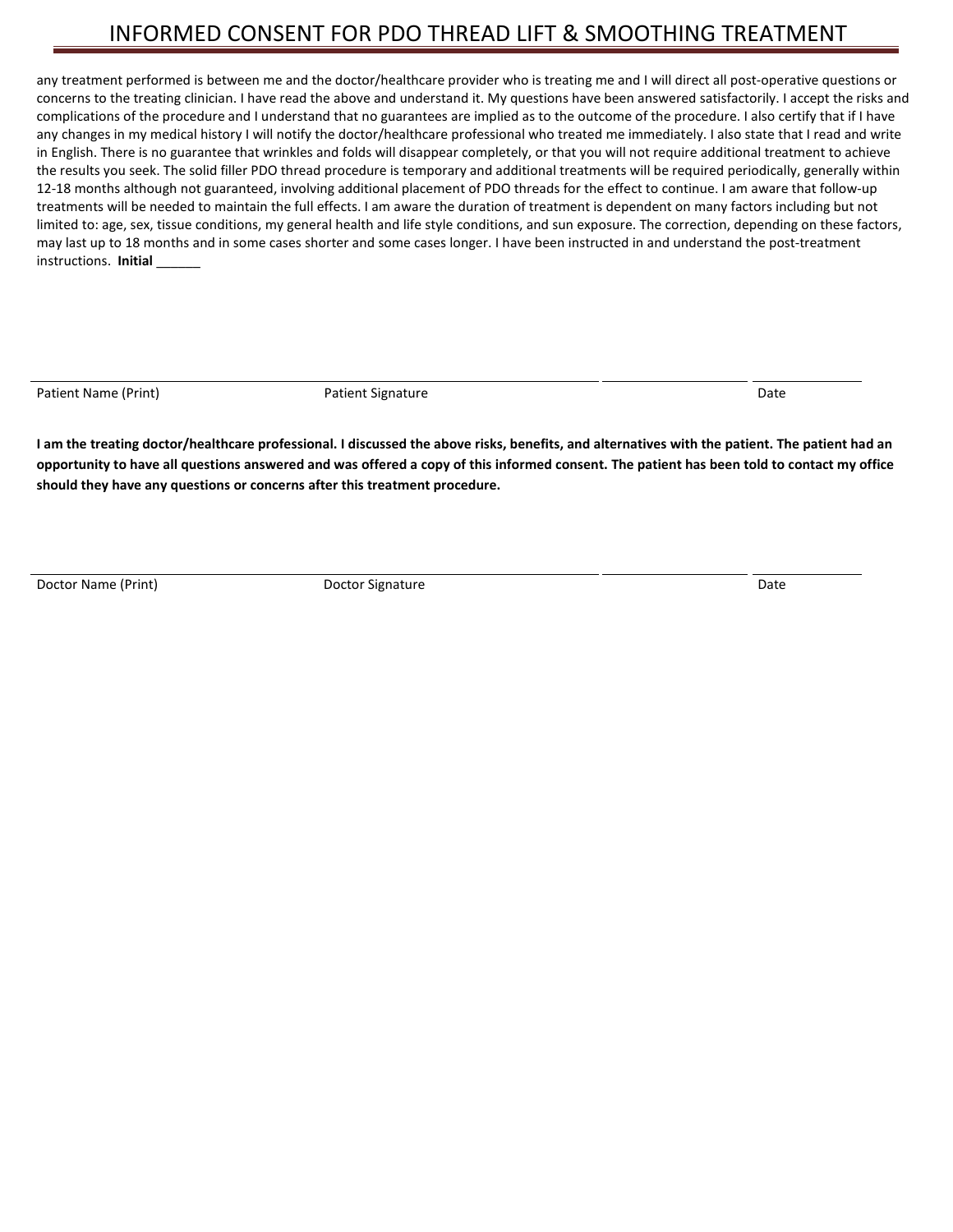any treatment performed is between me and the doctor/healthcare provider who is treating me and I will direct all post-operative questions or concerns to the treating clinician. I have read the above and understand it. My questions have been answered satisfactorily. I accept the risks and complications of the procedure and I understand that no guarantees are implied as to the outcome of the procedure. I also certify that if I have any changes in my medical history I will notify the doctor/healthcare professional who treated me immediately. I also state that I read and write in English. There is no guarantee that wrinkles and folds will disappear completely, or that you will not require additional treatment to achieve the results you seek. The solid filler PDO thread procedure is temporary and additional treatments will be required periodically, generally within 12-18 months although not guaranteed, involving additional placement of PDO threads for the effect to continue. I am aware that follow-up treatments will be needed to maintain the full effects. I am aware the duration of treatment is dependent on many factors including but not limited to: age, sex, tissue conditions, my general health and life style conditions, and sun exposure. The correction, depending on these factors, may last up to 18 months and in some cases shorter and some cases longer. I have been instructed in and understand the post-treatment instructions. **Initial** ______

Patient Name (Print) ____________________ Patient Signature ____________________ Date __________

**I am the treating doctor/healthcare professional. I discussed the above risks, benefits, and alternatives with the patient. The patient had an opportunity to have all questions answered and was offered a copy of this informed consent. The patient has been told to contact my office should they have any questions or concerns after this treatment procedure.**

Doctor Name (Print) ____________________ Doctor Signature ____________________ Date __________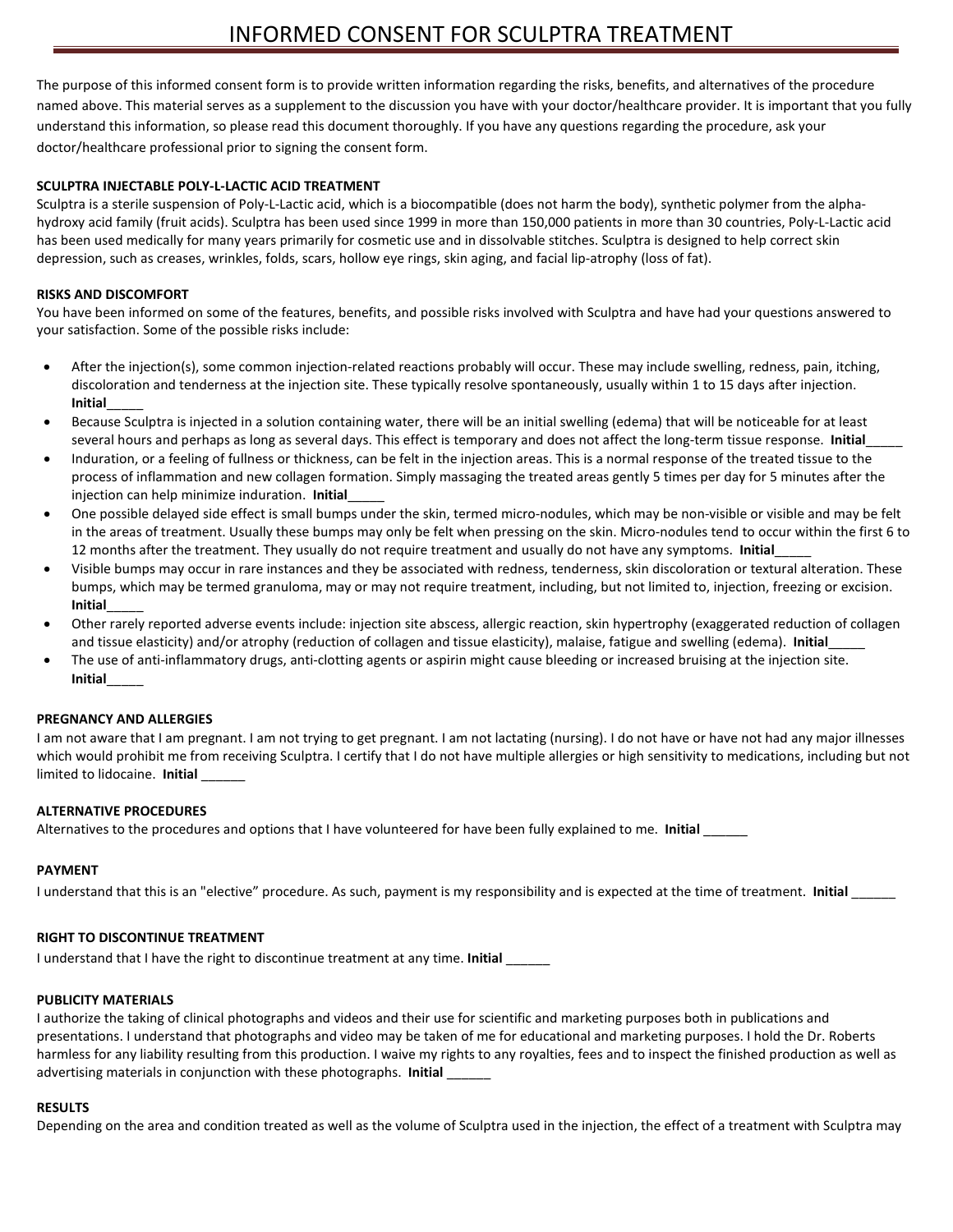# INFORMED CONSENT FOR SCULPTRA TREATMENT

The purpose of this informed consent form is to provide written information regarding the risks, benefits, and alternatives of the procedure named above. This material serves as a supplement to the discussion you have with your doctor/healthcare provider. It is important that you fully understand this information, so please read this document thoroughly. If you have any questions regarding the procedure, ask your doctor/healthcare professional prior to signing the consent form.

**SCULPTRA INJECTABLE POLY-L-LACTIC ACID TREATMENT**

Sculptra is a sterile suspension of Poly-L-Lactic acid, which is a biocompatible (does not harm the body), synthetic polymer from the alpha-hydroxy acid family (fruit acids). Sculptra has been used since 1999 in more than 150,000 patients in more than 30 countries, Poly-L-Lactic acid has been used medically for many years primarily for cosmetic use and in dissolvable stitches. Sculptra is designed to help correct skin depression, such as creases, wrinkles, folds, scars, hollow eye rings, skin aging, and facial lip-atrophy (loss of fat).

**RISKS AND DISCOMFORT**

You have been informed on some of the features, benefits, and possible risks involved with Sculptra and have had your questions answered to your satisfaction. Some of the possible risks include:

- After the injection(s), some common injection-related reactions probably will occur. These may include swelling, redness, pain, itching, discoloration and tenderness at the injection site. These typically resolve spontaneously, usually within 1 to 15 days after injection. **Initial**_____
- Because Sculptra is injected in a solution containing water, there will be an initial swelling (edema) that will be noticeable for at least several hours and perhaps as long as several days. This effect is temporary and does not affect the long-term tissue response. **Initial**_____
- Induration, or a feeling of fullness or thickness, can be felt in the injection areas. This is a normal response of the treated tissue to the process of inflammation and new collagen formation. Simply massaging the treated areas gently 5 times per day for 5 minutes after the injection can help minimize induration. **Initial**_____
- One possible delayed side effect is small bumps under the skin, termed micro-nodules, which may be non-visible or visible and may be felt in the areas of treatment. Usually these bumps may only be felt when pressing on the skin. Micro-nodules tend to occur within the first 6 to 12 months after the treatment. They usually do not require treatment and usually do not have any symptoms. **Initial**_____
- Visible bumps may occur in rare instances and they be associated with redness, tenderness, skin discoloration or textural alteration. These bumps, which may be termed granuloma, may or may not require treatment, including, but not limited to, injection, freezing or excision. **Initial**_____
- Other rarely reported adverse events include: injection site abscess, allergic reaction, skin hypertrophy (exaggerated reduction of collagen and tissue elasticity) and/or atrophy (reduction of collagen and tissue elasticity), malaise, fatigue and swelling (edema). **Initial**_____
- The use of anti-inflammatory drugs, anti-clotting agents or aspirin might cause bleeding or increased bruising at the injection site. **Initial**_____

**PREGNANCY AND ALLERGIES**

I am not aware that I am pregnant. I am not trying to get pregnant. I am not lactating (nursing). I do not have or have not had any major illnesses which would prohibit me from receiving Sculptra. I certify that I do not have multiple allergies or high sensitivity to medications, including but not limited to lidocaine. **Initial** ______

**ALTERNATIVE PROCEDURES**

Alternatives to the procedures and options that I have volunteered for have been fully explained to me. **Initial** ______

**PAYMENT**

I understand that this is an "elective" procedure. As such, payment is my responsibility and is expected at the time of treatment. **Initial** ______

**RIGHT TO DISCONTINUE TREATMENT**

I understand that I have the right to discontinue treatment at any time. **Initial** ______

**PUBLICITY MATERIALS**

I authorize the taking of clinical photographs and videos and their use for scientific and marketing purposes both in publications and presentations. I understand that photographs and video may be taken of me for educational and marketing purposes. I hold the Dr. Roberts harmless for any liability resulting from this production. I waive my rights to any royalties, fees and to inspect the finished production as well as advertising materials in conjunction with these photographs. **Initial** ______

**RESULTS**

Depending on the area and condition treated as well as the volume of Sculptra used in the injection, the effect of a treatment with Sculptra may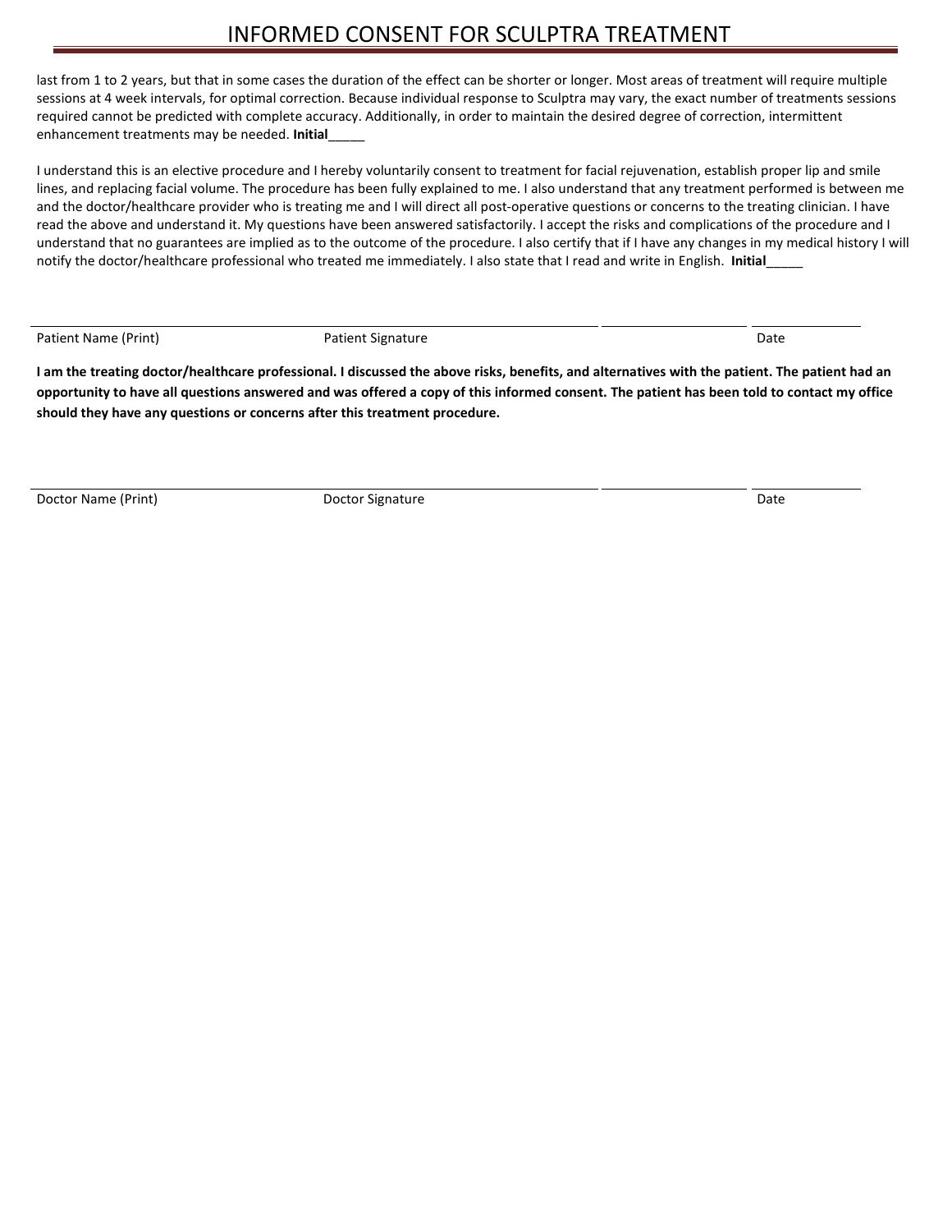last from 1 to 2 years, but that in some cases the duration of the effect can be shorter or longer. Most areas of treatment will require multiple sessions at 4 week intervals, for optimal correction. Because individual response to Sculptra may vary, the exact number of treatments sessions required cannot be predicted with complete accuracy. Additionally, in order to maintain the desired degree of correction, intermittent enhancement treatments may be needed. **Initial**_____

I understand this is an elective procedure and I hereby voluntarily consent to treatment for facial rejuvenation, establish proper lip and smile lines, and replacing facial volume. The procedure has been fully explained to me. I also understand that any treatment performed is between me and the doctor/healthcare provider who is treating me and I will direct all post-operative questions or concerns to the treating clinician. I have read the above and understand it. My questions have been answered satisfactorily. I accept the risks and complications of the procedure and I understand that no guarantees are implied as to the outcome of the procedure. I also certify that if I have any changes in my medical history I will notify the doctor/healthcare professional who treated me immediately. I also state that I read and write in English. **Initial**_____

Patient Name (Print) ______________________ Patient Signature ______________________ Date __________

**I am the treating doctor/healthcare professional. I discussed the above risks, benefits, and alternatives with the patient. The patient had an opportunity to have all questions answered and was offered a copy of this informed consent. The patient has been told to contact my office should they have any questions or concerns after this treatment procedure.**

Doctor Name (Print) ______________________ Doctor Signature ______________________ Date __________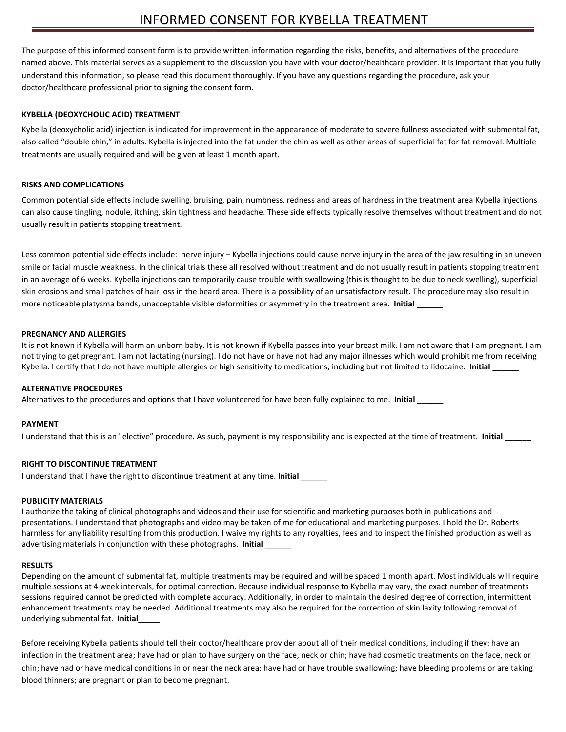# INFORMED CONSENT FOR KYBELLA TREATMENT

The purpose of this informed consent form is to provide written information regarding the risks, benefits, and alternatives of the procedure named above. This material serves as a supplement to the discussion you have with your doctor/healthcare provider. It is important that you fully understand this information, so please read this document thoroughly. If you have any questions regarding the procedure, ask your doctor/healthcare professional prior to signing the consent form.

**KYBELLA (DEOXYCHOLIC ACID) TREATMENT**

Kybella (deoxycholic acid) injection is indicated for improvement in the appearance of moderate to severe fullness associated with submental fat, also called "double chin," in adults. Kybella is injected into the fat under the chin as well as other areas of superficial fat for fat removal. Multiple treatments are usually required and will be given at least 1 month apart.

**RISKS AND COMPLICATIONS**

Common potential side effects include swelling, bruising, pain, numbness, redness and areas of hardness in the treatment area Kybella injections can also cause tingling, nodule, itching, skin tightness and headache. These side effects typically resolve themselves without treatment and do not usually result in patients stopping treatment.

Less common potential side effects include: nerve injury – Kybella injections could cause nerve injury in the area of the jaw resulting in an uneven smile or facial muscle weakness. In the clinical trials these all resolved without treatment and do not usually result in patients stopping treatment in an average of 6 weeks. Kybella injections can temporarily cause trouble with swallowing (this is thought to be due to neck swelling), superficial skin erosions and small patches of hair loss in the beard area. There is a possibility of an unsatisfactory result. The procedure may also result in more noticeable platysma bands, unacceptable visible deformities or asymmetry in the treatment area. **Initial** ______

**PREGNANCY AND ALLERGIES**

It is not known if Kybella will harm an unborn baby. It is not known if Kybella passes into your breast milk. I am not aware that I am pregnant. I am not trying to get pregnant. I am not lactating (nursing). I do not have or have not had any major illnesses which would prohibit me from receiving Kybella. I certify that I do not have multiple allergies or high sensitivity to medications, including but not limited to lidocaine. **Initial** ______

**ALTERNATIVE PROCEDURES**

Alternatives to the procedures and options that I have volunteered for have been fully explained to me. **Initial** ______

**PAYMENT**

I understand that this is an "elective" procedure. As such, payment is my responsibility and is expected at the time of treatment. **Initial** ______

**RIGHT TO DISCONTINUE TREATMENT**

I understand that I have the right to discontinue treatment at any time. **Initial** ______

**PUBLICITY MATERIALS**

I authorize the taking of clinical photographs and videos and their use for scientific and marketing purposes both in publications and presentations. I understand that photographs and video may be taken of me for educational and marketing purposes. I hold the Dr. Roberts harmless for any liability resulting from this production. I waive my rights to any royalties, fees and to inspect the finished production as well as advertising materials in conjunction with these photographs. **Initial** ______

**RESULTS**

Depending on the amount of submental fat, multiple treatments may be required and will be spaced 1 month apart. Most individuals will require multiple sessions at 4 week intervals, for optimal correction. Because individual response to Kybella may vary, the exact number of treatments sessions required cannot be predicted with complete accuracy. Additionally, in order to maintain the desired degree of correction, intermittent enhancement treatments may be needed. Additional treatments may also be required for the correction of skin laxity following removal of underlying submental fat. **Initial**_____

Before receiving Kybella patients should tell their doctor/healthcare provider about all of their medical conditions, including if they: have an infection in the treatment area; have had or plan to have surgery on the face, neck or chin; have had cosmetic treatments on the face, neck or chin; have had or have medical conditions in or near the neck area; have had or have trouble swallowing; have bleeding problems or are taking blood thinners; are pregnant or plan to become pregnant.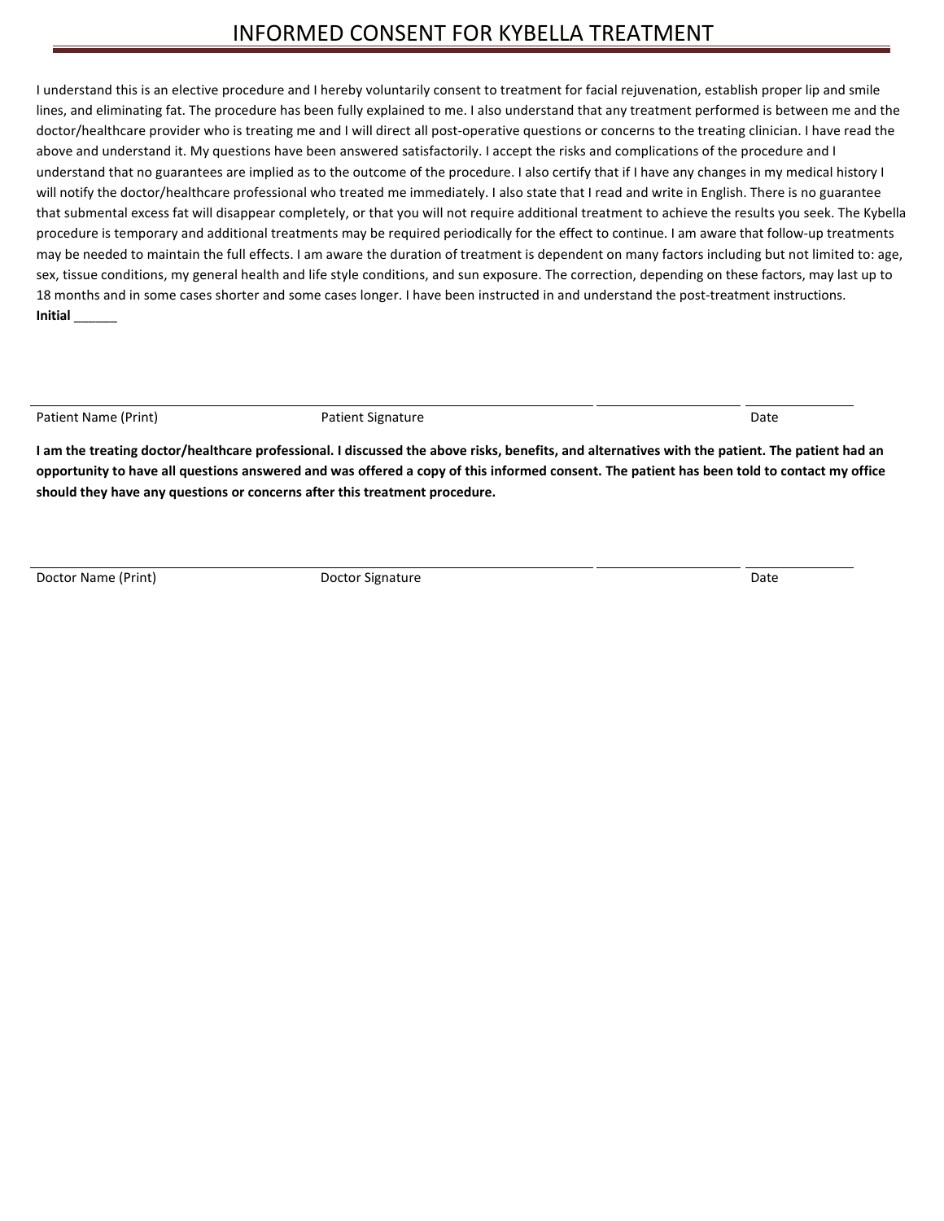# INFORMED CONSENT FOR KYBELLA TREATMENT

I understand this is an elective procedure and I hereby voluntarily consent to treatment for facial rejuvenation, establish proper lip and smile lines, and eliminating fat. The procedure has been fully explained to me. I also understand that any treatment performed is between me and the doctor/healthcare provider who is treating me and I will direct all post-operative questions or concerns to the treating clinician. I have read the above and understand it. My questions have been answered satisfactorily. I accept the risks and complications of the procedure and I understand that no guarantees are implied as to the outcome of the procedure. I also certify that if I have any changes in my medical history I will notify the doctor/healthcare professional who treated me immediately. I also state that I read and write in English. There is no guarantee that submental excess fat will disappear completely, or that you will not require additional treatment to achieve the results you seek. The Kybella procedure is temporary and additional treatments may be required periodically for the effect to continue. I am aware that follow-up treatments may be needed to maintain the full effects. I am aware the duration of treatment is dependent on many factors including but not limited to: age, sex, tissue conditions, my general health and life style conditions, and sun exposure. The correction, depending on these factors, may last up to 18 months and in some cases shorter and some cases longer. I have been instructed in and understand the post-treatment instructions.
**Initial** ______

| Patient Name (Print) | Patient Signature | | Date |
|---|---|---|---|

**I am the treating doctor/healthcare professional. I discussed the above risks, benefits, and alternatives with the patient. The patient had an opportunity to have all questions answered and was offered a copy of this informed consent. The patient has been told to contact my office should they have any questions or concerns after this treatment procedure.**

| Doctor Name (Print) | Doctor Signature | | Date |
|---|---|---|---|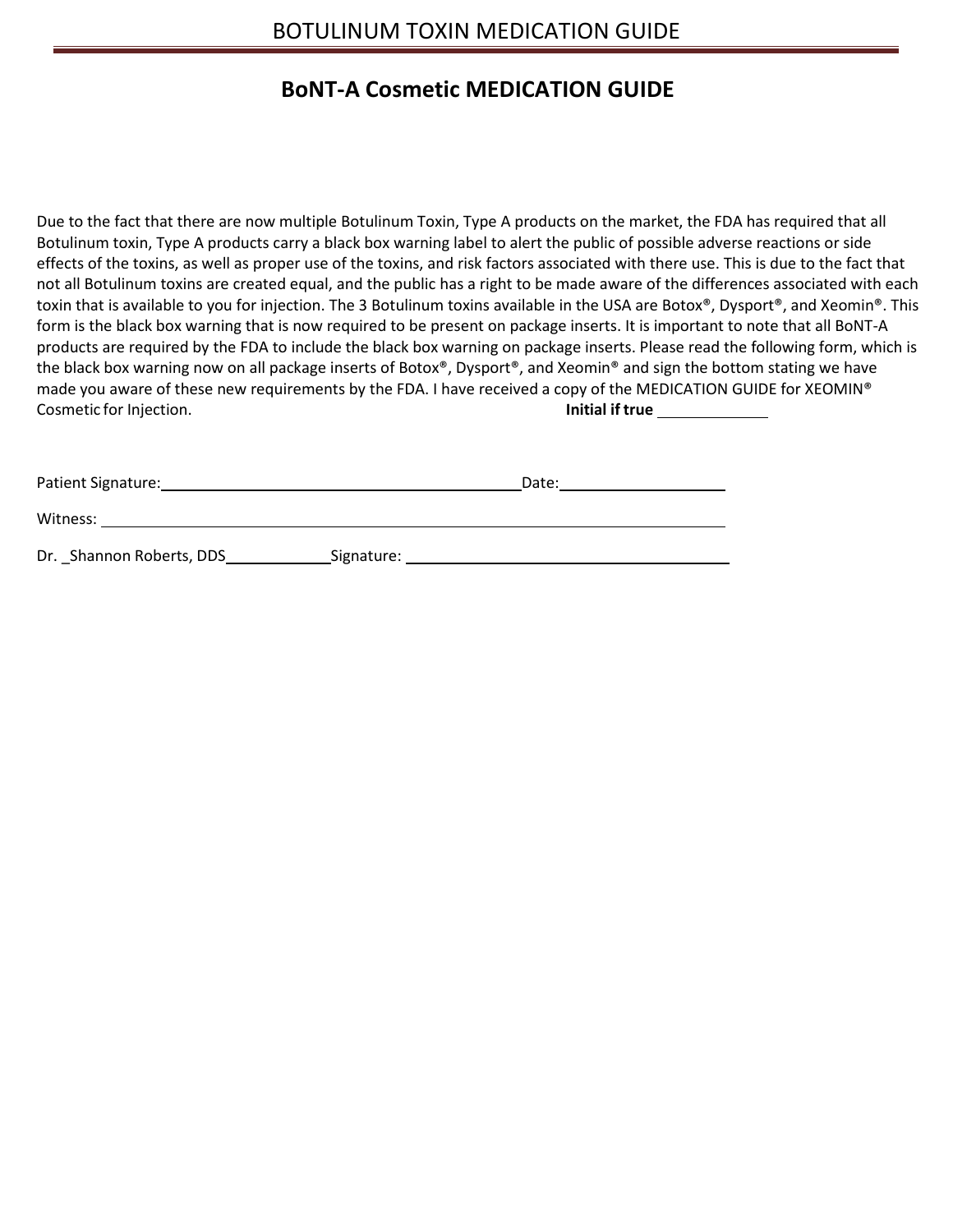# BoNT-A Cosmetic MEDICATION GUIDE

Due to the fact that there are now multiple Botulinum Toxin, Type A products on the market, the FDA has required that all Botulinum toxin, Type A products carry a black box warning label to alert the public of possible adverse reactions or side effects of the toxins, as well as proper use of the toxins, and risk factors associated with there use. This is due to the fact that not all Botulinum toxins are created equal, and the public has a right to be made aware of the differences associated with each toxin that is available to you for injection. The 3 Botulinum toxins available in the USA are Botox®, Dysport®, and Xeomin®. This form is the black box warning that is now required to be present on package inserts. It is important to note that all BoNT-A products are required by the FDA to include the black box warning on package inserts. Please read the following form, which is the black box warning now on all package inserts of Botox®, Dysport®, and Xeomin® and sign the bottom stating we have made you aware of these new requirements by the FDA. I have received a copy of the MEDICATION GUIDE for XEOMIN® Cosmetic for Injection. **Initial if true** ____________

Patient Signature:__________________________________________ Date:___________________

Witness: ______________________________________________________________________

Dr. _Shannon Roberts, DDS____________ Signature: ______________________________________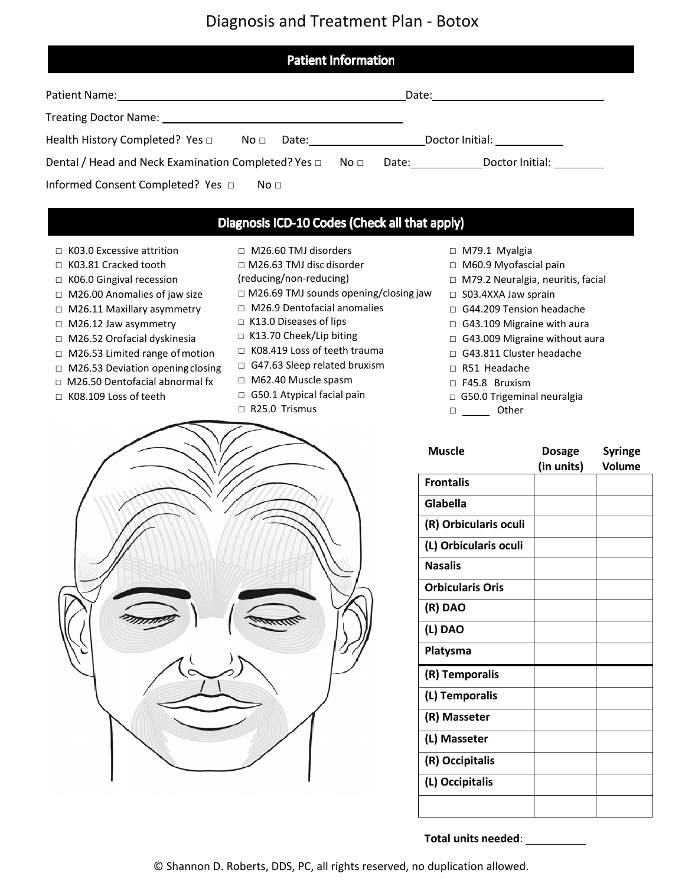# Diagnosis and Treatment Plan - Botox

## Patient Information

Patient Name: ______________________________ Date: ______________________

Treating Doctor Name: ______________________________

Health History Completed? Yes □ No □ Date: ______________ Doctor Initial: ________

Dental / Head and Neck Examination Completed? Yes □ No □ Date: __________ Doctor Initial: ________

Informed Consent Completed? Yes □ No □

## Diagnosis ICD-10 Codes (Check all that apply)

- □ K03.0 Excessive attrition
- □ K03.81 Cracked tooth
- □ K06.0 Gingival recession
- □ M26.00 Anomalies of jaw size
- □ M26.11 Maxillary asymmetry
- □ M26.12 Jaw asymmetry
- □ M26.52 Orofacial dyskinesia
- □ M26.53 Limited range of motion
- □ M26.53 Deviation opening closing
- □ M26.50 Dentofacial abnormal fx
- □ K08.109 Loss of teeth
- □ M26.60 TMJ disorders
- □ M26.63 TMJ disc disorder (reducing/non-reducing)
- □ M26.69 TMJ sounds opening/closing jaw
- □ M26.9 Dentofacial anomalies
- □ K13.0 Diseases of lips
- □ K13.70 Cheek/Lip biting
- □ K08.419 Loss of teeth trauma
- □ G47.63 Sleep related bruxism
- □ M62.40 Muscle spasm
- □ G50.1 Atypical facial pain
- □ R25.0 Trismus
- □ M79.1 Myalgia
- □ M60.9 Myofascial pain
- □ M79.2 Neuralgia, neuritis, facial
- □ S03.4XXA Jaw sprain
- □ G44.209 Tension headache
- □ G43.109 Migraine with aura
- □ G43.009 Migraine without aura
- □ G43.811 Cluster headache
- □ R51 Headache
- □ F45.8 Bruxism
- □ G50.0 Trigeminal neuralgia
- □ _____ Other

| Muscle | Dosage (in units) | Syringe Volume |
|---|---|---|
| Frontalis | | |
| Glabella | | |
| (R) Orbicularis oculi | | |
| (L) Orbicularis oculi | | |
| Nasalis | | |
| Orbicularis Oris | | |
| (R) DAO | | |
| (L) DAO | | |
| Platysma | | |
| (R) Temporalis | | |
| (L) Temporalis | | |
| (R) Masseter | | |
| (L) Masseter | | |
| (R) Occipitalis | | |
| (L) Occipitalis | | |
| | | |

**Total units needed**: __________

© Shannon D. Roberts, DDS, PC, all rights reserved, no duplication allowed.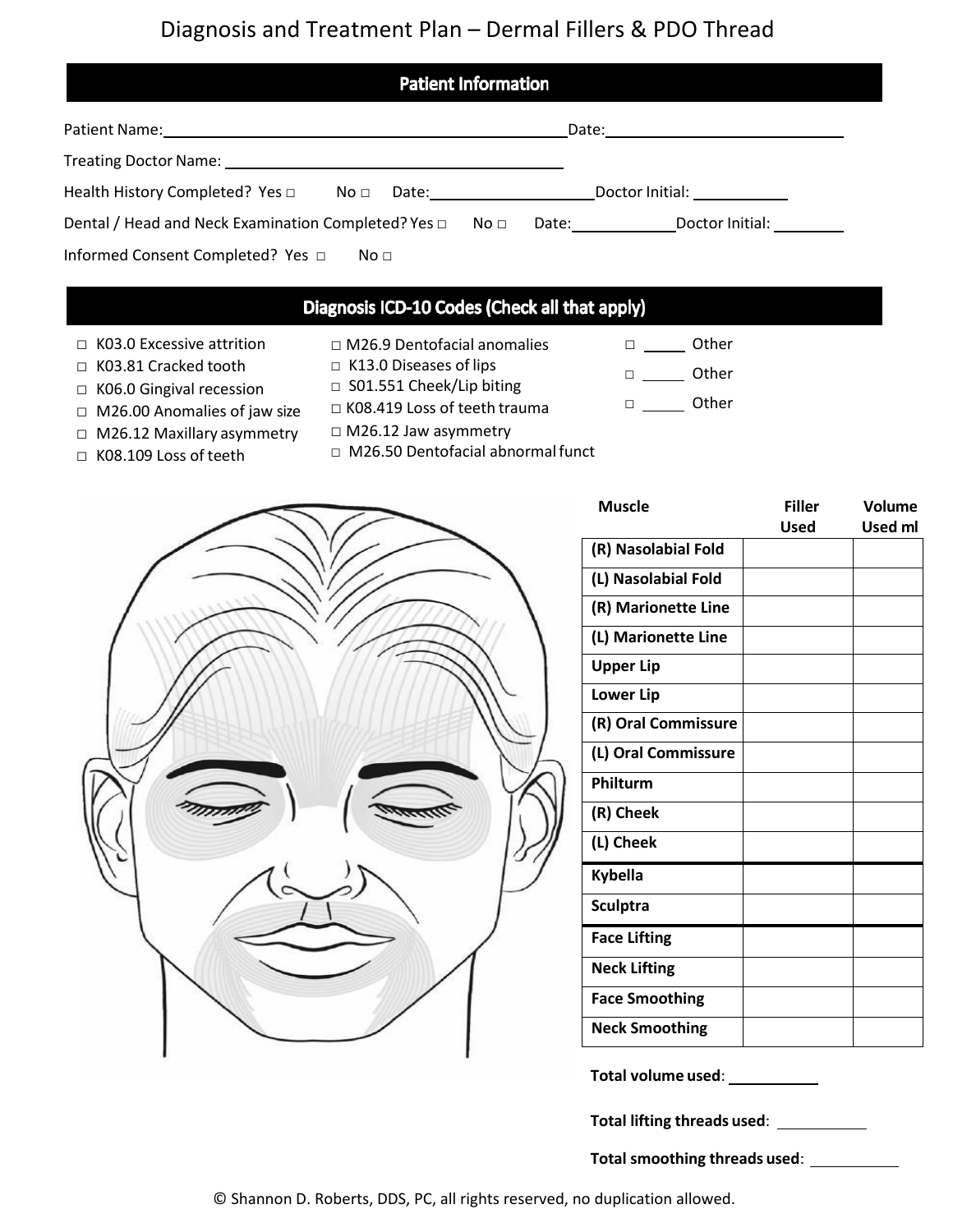# Diagnosis and Treatment Plan – Dermal Fillers & PDO Thread

## Patient Information

Patient Name:______________________________ Date:______________________

Treating Doctor Name: ______________________________

Health History Completed? Yes □ No □ Date:______________ Doctor Initial: __________

Dental / Head and Neck Examination Completed? Yes □ No □ Date:__________ Doctor Initial: ________

Informed Consent Completed? Yes □ No □

## Diagnosis ICD-10 Codes (Check all that apply)

- □ K03.0 Excessive attrition
- □ K03.81 Cracked tooth
- □ K06.0 Gingival recession
- □ M26.00 Anomalies of jaw size
- □ M26.12 Maxillary asymmetry
- □ K08.109 Loss of teeth
- □ M26.9 Dentofacial anomalies
- □ K13.0 Diseases of lips
- □ S01.551 Cheek/Lip biting
- □ K08.419 Loss of teeth trauma
- □ M26.12 Jaw asymmetry
- □ M26.50 Dentofacial abnormal funct
- □ _____ Other
- □ _____ Other
- □ _____ Other

| Muscle | Filler Used | Volume Used ml |
|---|---|---|
| (R) Nasolabial Fold | | |
| (L) Nasolabial Fold | | |
| (R) Marionette Line | | |
| (L) Marionette Line | | |
| Upper Lip | | |
| Lower Lip | | |
| (R) Oral Commissure | | |
| (L) Oral Commissure | | |
| Philturm | | |
| (R) Cheek | | |
| (L) Cheek | | |
| Kybella | | |
| Sculptra | | |
| Face Lifting | | |
| Neck Lifting | | |
| Face Smoothing | | |
| Neck Smoothing | | |

**Total volume used**: __________

**Total lifting threads used**: __________

**Total smoothing threads used**: __________

© Shannon D. Roberts, DDS, PC, all rights reserved, no duplication allowed.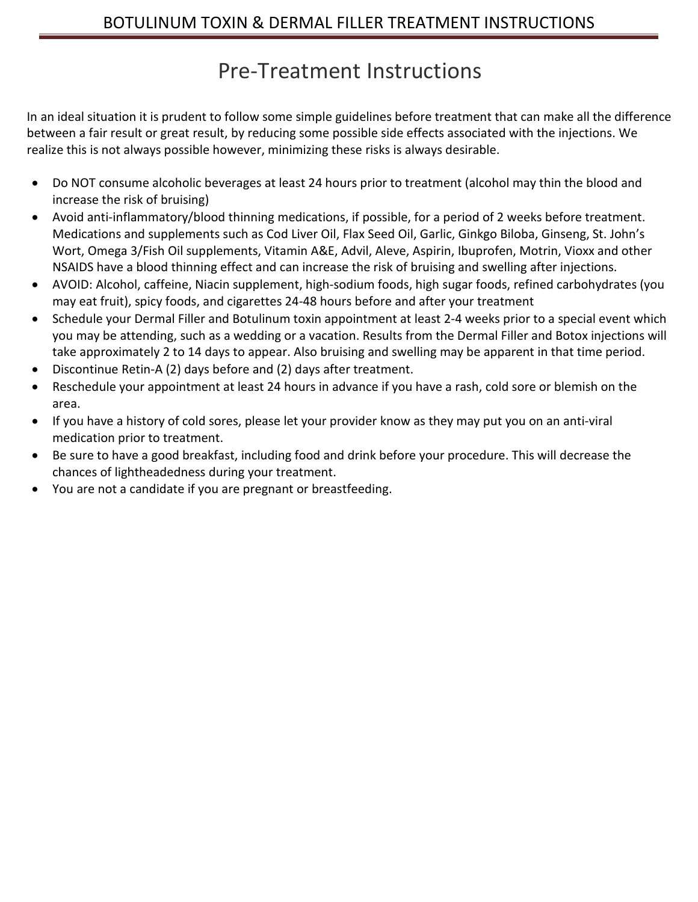# Pre-Treatment Instructions

In an ideal situation it is prudent to follow some simple guidelines before treatment that can make all the difference between a fair result or great result, by reducing some possible side effects associated with the injections. We realize this is not always possible however, minimizing these risks is always desirable.

- Do NOT consume alcoholic beverages at least 24 hours prior to treatment (alcohol may thin the blood and increase the risk of bruising)
- Avoid anti-inflammatory/blood thinning medications, if possible, for a period of 2 weeks before treatment. Medications and supplements such as Cod Liver Oil, Flax Seed Oil, Garlic, Ginkgo Biloba, Ginseng, St. John's Wort, Omega 3/Fish Oil supplements, Vitamin A&E, Advil, Aleve, Aspirin, Ibuprofen, Motrin, Vioxx and other NSAIDS have a blood thinning effect and can increase the risk of bruising and swelling after injections.
- AVOID: Alcohol, caffeine, Niacin supplement, high-sodium foods, high sugar foods, refined carbohydrates (you may eat fruit), spicy foods, and cigarettes 24-48 hours before and after your treatment
- Schedule your Dermal Filler and Botulinum toxin appointment at least 2-4 weeks prior to a special event which you may be attending, such as a wedding or a vacation. Results from the Dermal Filler and Botox injections will take approximately 2 to 14 days to appear. Also bruising and swelling may be apparent in that time period.
- Discontinue Retin-A (2) days before and (2) days after treatment.
- Reschedule your appointment at least 24 hours in advance if you have a rash, cold sore or blemish on the area.
- If you have a history of cold sores, please let your provider know as they may put you on an anti-viral medication prior to treatment.
- Be sure to have a good breakfast, including food and drink before your procedure. This will decrease the chances of lightheadedness during your treatment.
- You are not a candidate if you are pregnant or breastfeeding.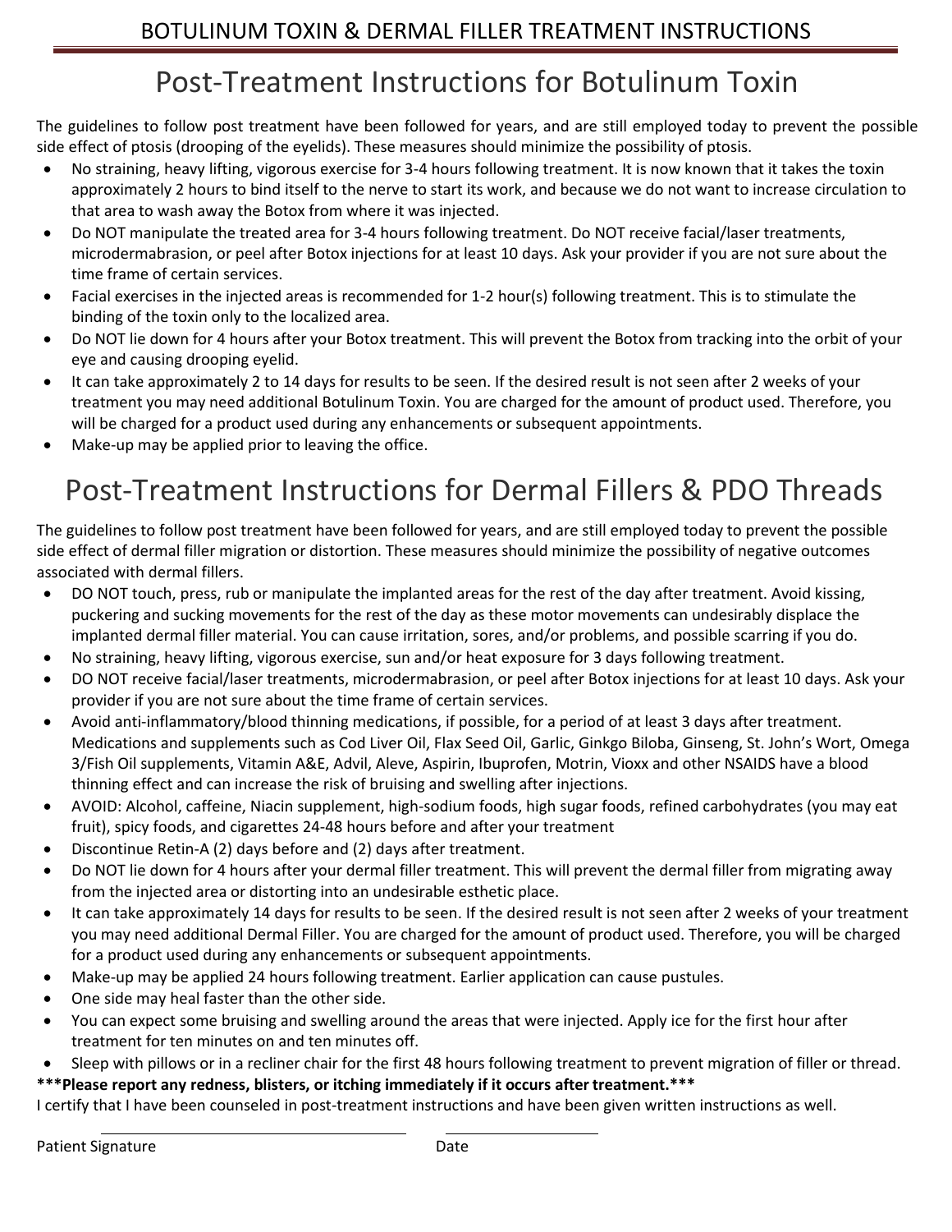# BOTULINUM TOXIN & DERMAL FILLER TREATMENT INSTRUCTIONS

## Post-Treatment Instructions for Botulinum Toxin

The guidelines to follow post treatment have been followed for years, and are still employed today to prevent the possible side effect of ptosis (drooping of the eyelids). These measures should minimize the possibility of ptosis.

- No straining, heavy lifting, vigorous exercise for 3-4 hours following treatment. It is now known that it takes the toxin approximately 2 hours to bind itself to the nerve to start its work, and because we do not want to increase circulation to that area to wash away the Botox from where it was injected.
- Do NOT manipulate the treated area for 3-4 hours following treatment. Do NOT receive facial/laser treatments, microdermabrasion, or peel after Botox injections for at least 10 days. Ask your provider if you are not sure about the time frame of certain services.
- Facial exercises in the injected areas is recommended for 1-2 hour(s) following treatment. This is to stimulate the binding of the toxin only to the localized area.
- Do NOT lie down for 4 hours after your Botox treatment. This will prevent the Botox from tracking into the orbit of your eye and causing drooping eyelid.
- It can take approximately 2 to 14 days for results to be seen. If the desired result is not seen after 2 weeks of your treatment you may need additional Botulinum Toxin. You are charged for the amount of product used. Therefore, you will be charged for a product used during any enhancements or subsequent appointments.
- Make-up may be applied prior to leaving the office.

## Post-Treatment Instructions for Dermal Fillers & PDO Threads

The guidelines to follow post treatment have been followed for years, and are still employed today to prevent the possible side effect of dermal filler migration or distortion. These measures should minimize the possibility of negative outcomes associated with dermal fillers.

- DO NOT touch, press, rub or manipulate the implanted areas for the rest of the day after treatment. Avoid kissing, puckering and sucking movements for the rest of the day as these motor movements can undesirably displace the implanted dermal filler material. You can cause irritation, sores, and/or problems, and possible scarring if you do.
- No straining, heavy lifting, vigorous exercise, sun and/or heat exposure for 3 days following treatment.
- DO NOT receive facial/laser treatments, microdermabrasion, or peel after Botox injections for at least 10 days. Ask your provider if you are not sure about the time frame of certain services.
- Avoid anti-inflammatory/blood thinning medications, if possible, for a period of at least 3 days after treatment. Medications and supplements such as Cod Liver Oil, Flax Seed Oil, Garlic, Ginkgo Biloba, Ginseng, St. John's Wort, Omega 3/Fish Oil supplements, Vitamin A&E, Advil, Aleve, Aspirin, Ibuprofen, Motrin, Vioxx and other NSAIDS have a blood thinning effect and can increase the risk of bruising and swelling after injections.
- AVOID: Alcohol, caffeine, Niacin supplement, high-sodium foods, high sugar foods, refined carbohydrates (you may eat fruit), spicy foods, and cigarettes 24-48 hours before and after your treatment
- Discontinue Retin-A (2) days before and (2) days after treatment.
- Do NOT lie down for 4 hours after your dermal filler treatment. This will prevent the dermal filler from migrating away from the injected area or distorting into an undesirable esthetic place.
- It can take approximately 14 days for results to be seen. If the desired result is not seen after 2 weeks of your treatment you may need additional Dermal Filler. You are charged for the amount of product used. Therefore, you will be charged for a product used during any enhancements or subsequent appointments.
- Make-up may be applied 24 hours following treatment. Earlier application can cause pustules.
- One side may heal faster than the other side.
- You can expect some bruising and swelling around the areas that were injected. Apply ice for the first hour after treatment for ten minutes on and ten minutes off.
- Sleep with pillows or in a recliner chair for the first 48 hours following treatment to prevent migration of filler or thread.

**\*\*\*Please report any redness, blisters, or itching immediately if it occurs after treatment.\*\*\***

I certify that I have been counseled in post-treatment instructions and have been given written instructions as well.

Patient Signature ______________________________ Date ______________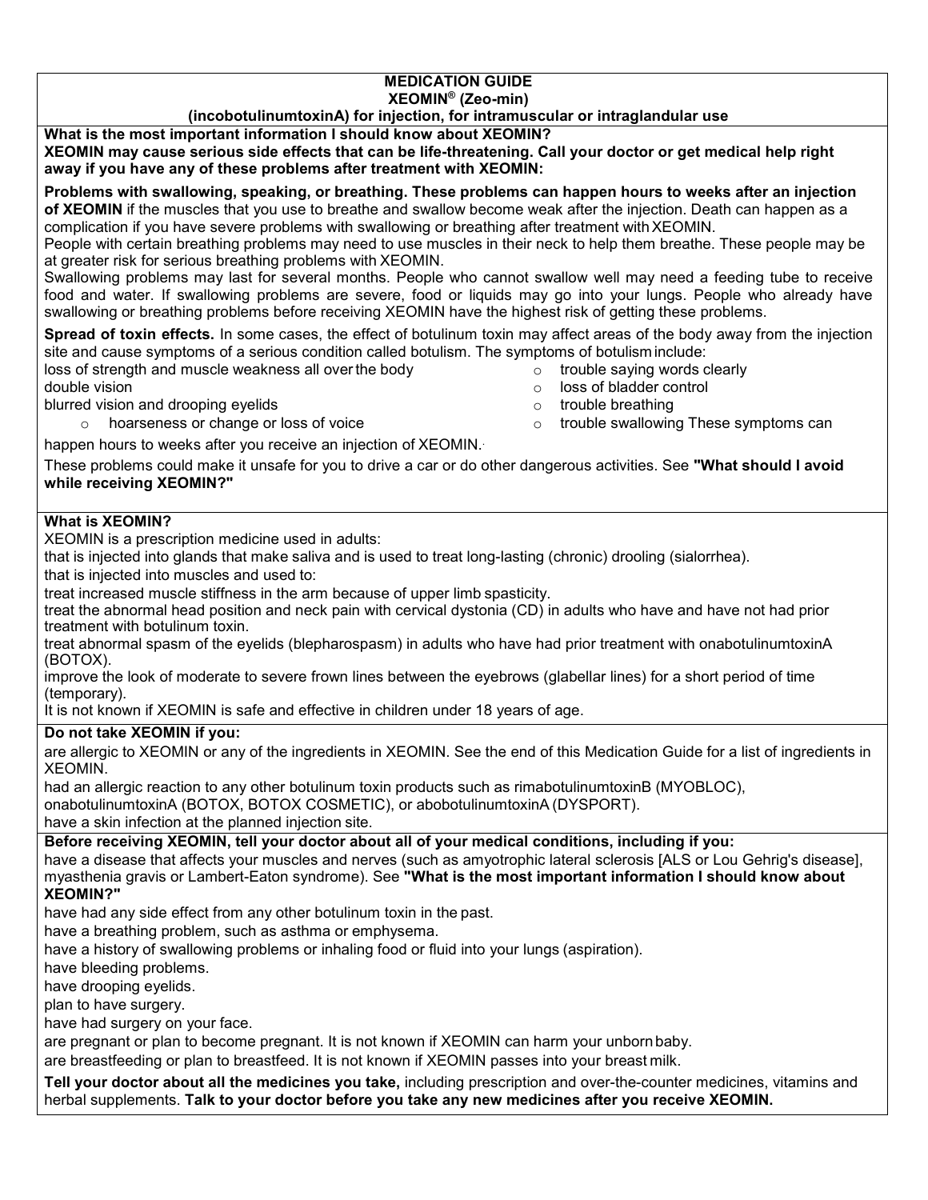**MEDICATION GUIDE**
**XEOMIN® (Zeo-min)**
**(incobotulinumtoxinA) for injection, for intramuscular or intraglandular use**

**What is the most important information I should know about XEOMIN?**

**XEOMIN may cause serious side effects that can be life-threatening. Call your doctor or get medical help right away if you have any of these problems after treatment with XEOMIN:**

**Problems with swallowing, speaking, or breathing. These problems can happen hours to weeks after an injection of XEOMIN** if the muscles that you use to breathe and swallow become weak after the injection. Death can happen as a complication if you have severe problems with swallowing or breathing after treatment with XEOMIN.

People with certain breathing problems may need to use muscles in their neck to help them breathe. These people may be at greater risk for serious breathing problems with XEOMIN.

Swallowing problems may last for several months. People who cannot swallow well may need a feeding tube to receive food and water. If swallowing problems are severe, food or liquids may go into your lungs. People who already have swallowing or breathing problems before receiving XEOMIN have the highest risk of getting these problems.

**Spread of toxin effects.** In some cases, the effect of botulinum toxin may affect areas of the body away from the injection site and cause symptoms of a serious condition called botulism. The symptoms of botulism include:

- loss of strength and muscle weakness all over the body
- double vision
- blurred vision and drooping eyelids
- hoarseness or change or loss of voice
- trouble saying words clearly
- loss of bladder control
- trouble breathing
- trouble swallowing

These symptoms can happen hours to weeks after you receive an injection of XEOMIN.

These problems could make it unsafe for you to drive a car or do other dangerous activities. See **"What should I avoid while receiving XEOMIN?"**

**What is XEOMIN?**

XEOMIN is a prescription medicine used in adults:

- that is injected into glands that make saliva and is used to treat long-lasting (chronic) drooling (sialorrhea).
- that is injected into muscles and used to:
  - treat increased muscle stiffness in the arm because of upper limb spasticity.
  - treat the abnormal head position and neck pain with cervical dystonia (CD) in adults who have and have not had prior treatment with botulinum toxin.
  - treat abnormal spasm of the eyelids (blepharospasm) in adults who have had prior treatment with onabotulinumtoxinA (BOTOX).
  - improve the look of moderate to severe frown lines between the eyebrows (glabellar lines) for a short period of time (temporary).

It is not known if XEOMIN is safe and effective in children under 18 years of age.

**Do not take XEOMIN if you:**

- are allergic to XEOMIN or any of the ingredients in XEOMIN. See the end of this Medication Guide for a list of ingredients in XEOMIN.
- had an allergic reaction to any other botulinum toxin products such as rimabotulinumtoxinB (MYOBLOC), onabotulinumtoxinA (BOTOX, BOTOX COSMETIC), or abobotulinumtoxinA (DYSPORT).
- have a skin infection at the planned injection site.

**Before receiving XEOMIN, tell your doctor about all of your medical conditions, including if you:**

- have a disease that affects your muscles and nerves (such as amyotrophic lateral sclerosis [ALS or Lou Gehrig's disease], myasthenia gravis or Lambert-Eaton syndrome). See **"What is the most important information I should know about XEOMIN?"**
- have had any side effect from any other botulinum toxin in the past.
- have a breathing problem, such as asthma or emphysema.
- have a history of swallowing problems or inhaling food or fluid into your lungs (aspiration).
- have bleeding problems.
- have drooping eyelids.
- plan to have surgery.
- have had surgery on your face.
- are pregnant or plan to become pregnant. It is not known if XEOMIN can harm your unborn baby.
- are breastfeeding or plan to breastfeed. It is not known if XEOMIN passes into your breast milk.

**Tell your doctor about all the medicines you take,** including prescription and over-the-counter medicines, vitamins and herbal supplements. **Talk to your doctor before you take any new medicines after you receive XEOMIN.**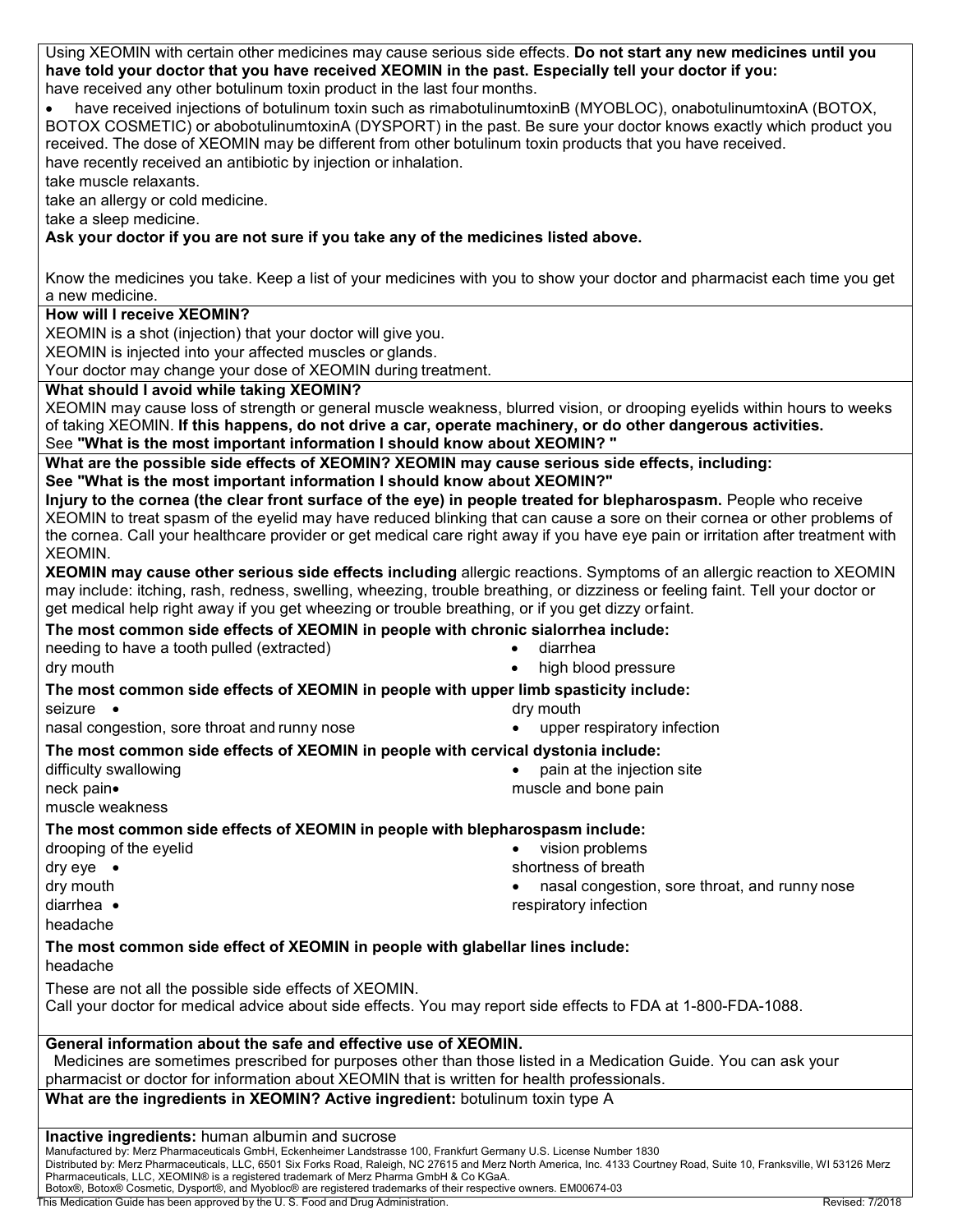Using XEOMIN with certain other medicines may cause serious side effects. **Do not start any new medicines until you have told your doctor that you have received XEOMIN in the past. Especially tell your doctor if you:**

- have received any other botulinum toxin product in the last four months.
- have received injections of botulinum toxin such as rimabotulinumtoxinB (MYOBLOC), onabotulinumtoxinA (BOTOX, BOTOX COSMETIC) or abobotulinumtoxinA (DYSPORT) in the past. Be sure your doctor knows exactly which product you received. The dose of XEOMIN may be different from other botulinum toxin products that you have received.
- have recently received an antibiotic by injection or inhalation.
- take muscle relaxants.
- take an allergy or cold medicine.
- take a sleep medicine.

**Ask your doctor if you are not sure if you take any of the medicines listed above.**

Know the medicines you take. Keep a list of your medicines with you to show your doctor and pharmacist each time you get a new medicine.

**How will I receive XEOMIN?**

- XEOMIN is a shot (injection) that your doctor will give you.
- XEOMIN is injected into your affected muscles or glands.
- Your doctor may change your dose of XEOMIN during treatment.

**What should I avoid while taking XEOMIN?**

XEOMIN may cause loss of strength or general muscle weakness, blurred vision, or drooping eyelids within hours to weeks of taking XEOMIN. **If this happens, do not drive a car, operate machinery, or do other dangerous activities.** See **"What is the most important information I should know about XEOMIN? "**

**What are the possible side effects of XEOMIN? XEOMIN may cause serious side effects, including:**

**See "What is the most important information I should know about XEOMIN?"**

**Injury to the cornea (the clear front surface of the eye) in people treated for blepharospasm.** People who receive XEOMIN to treat spasm of the eyelid may have reduced blinking that can cause a sore on their cornea or other problems of the cornea. Call your healthcare provider or get medical care right away if you have eye pain or irritation after treatment with XEOMIN.

**XEOMIN may cause other serious side effects including** allergic reactions. Symptoms of an allergic reaction to XEOMIN may include: itching, rash, redness, swelling, wheezing, trouble breathing, or dizziness or feeling faint. Tell your doctor or get medical help right away if you get wheezing or trouble breathing, or if you get dizzy or faint.

**The most common side effects of XEOMIN in people with chronic sialorrhea include:**

- needing to have a tooth pulled (extracted)
- dry mouth
- diarrhea
- high blood pressure

**The most common side effects of XEOMIN in people with upper limb spasticity include:**

- seizure
- nasal congestion, sore throat and runny nose
- dry mouth
- upper respiratory infection

**The most common side effects of XEOMIN in people with cervical dystonia include:**

- difficulty swallowing
- neck pain
- muscle weakness
- pain at the injection site
- muscle and bone pain

**The most common side effects of XEOMIN in people with blepharospasm include:**

- drooping of the eyelid
- dry eye
- dry mouth
- diarrhea
- headache
- vision problems
- shortness of breath
- nasal congestion, sore throat, and runny nose
- respiratory infection

**The most common side effect of XEOMIN in people with glabellar lines include:**

- headache

These are not all the possible side effects of XEOMIN.

Call your doctor for medical advice about side effects. You may report side effects to FDA at 1-800-FDA-1088.

**General information about the safe and effective use of XEOMIN.**

Medicines are sometimes prescribed for purposes other than those listed in a Medication Guide. You can ask your pharmacist or doctor for information about XEOMIN that is written for health professionals.

**What are the ingredients in XEOMIN? Active ingredient:** botulinum toxin type A

**Inactive ingredients:** human albumin and sucrose

Manufactured by: Merz Pharmaceuticals GmbH, Eckenheimer Landstrasse 100, Frankfurt Germany U.S. License Number 1830
Distributed by: Merz Pharmaceuticals, LLC, 6501 Six Forks Road, Raleigh, NC 27615 and Merz North America, Inc. 4133 Courtney Road, Suite 10, Franksville, WI 53126 Merz Pharmaceuticals, LLC, XEOMIN® is a registered trademark of Merz Pharma GmbH & Co KGaA.
Botox®, Botox® Cosmetic, Dysport®, and Myobloc® are registered trademarks of their respective owners. EM00674-03

This Medication Guide has been approved by the U. S. Food and Drug Administration. Revised: 7/2018